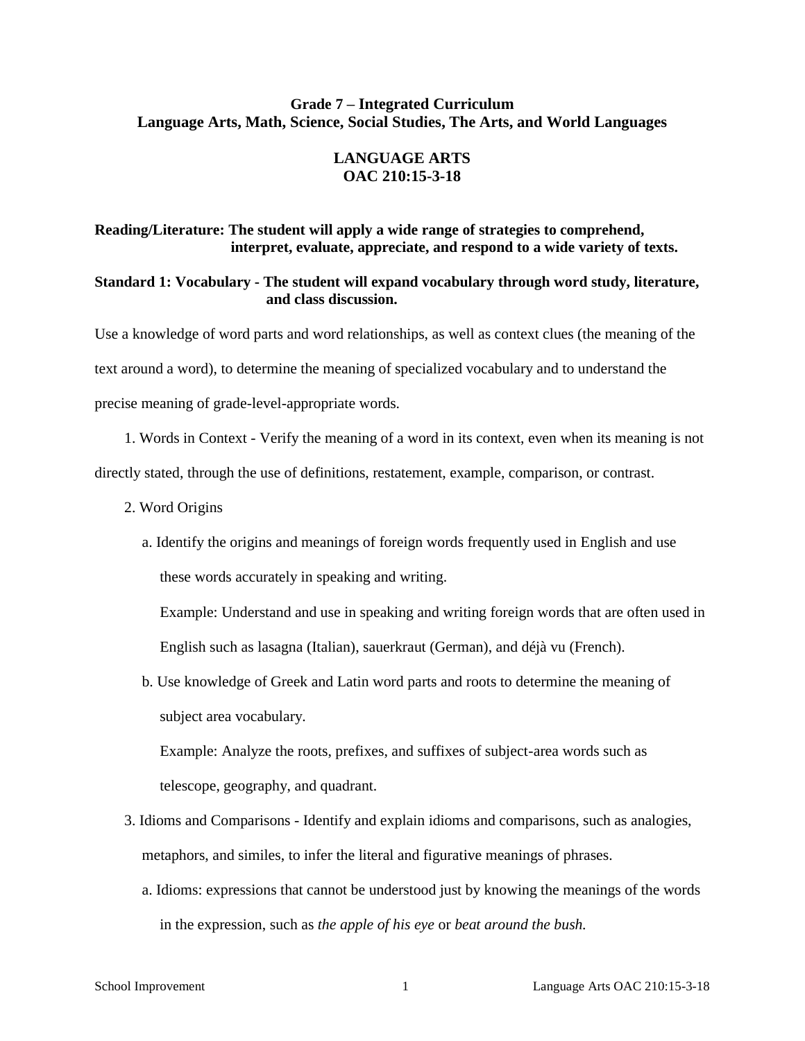# Grade 7 – Integrated Curriculum
## Language Arts, Math, Science, Social Studies, The Arts, and World Languages

## LANGUAGE ARTS
## OAC 210:15-3-18

**Reading/Literature: The student will apply a wide range of strategies to comprehend, interpret, evaluate, appreciate, and respond to a wide variety of texts.**

**Standard 1: Vocabulary - The student will expand vocabulary through word study, literature, and class discussion.**

Use a knowledge of word parts and word relationships, as well as context clues (the meaning of the text around a word), to determine the meaning of specialized vocabulary and to understand the precise meaning of grade-level-appropriate words.

1. Words in Context - Verify the meaning of a word in its context, even when its meaning is not directly stated, through the use of definitions, restatement, example, comparison, or contrast.

2. Word Origins

   a. Identify the origins and meanings of foreign words frequently used in English and use these words accurately in speaking and writing.

      Example: Understand and use in speaking and writing foreign words that are often used in English such as lasagna (Italian), sauerkraut (German), and déjà vu (French).

   b. Use knowledge of Greek and Latin word parts and roots to determine the meaning of subject area vocabulary.

      Example: Analyze the roots, prefixes, and suffixes of subject-area words such as telescope, geography, and quadrant.

3. Idioms and Comparisons - Identify and explain idioms and comparisons, such as analogies, metaphors, and similes, to infer the literal and figurative meanings of phrases.

   a. Idioms: expressions that cannot be understood just by knowing the meanings of the words in the expression, such as *the apple of his eye* or *beat around the bush.*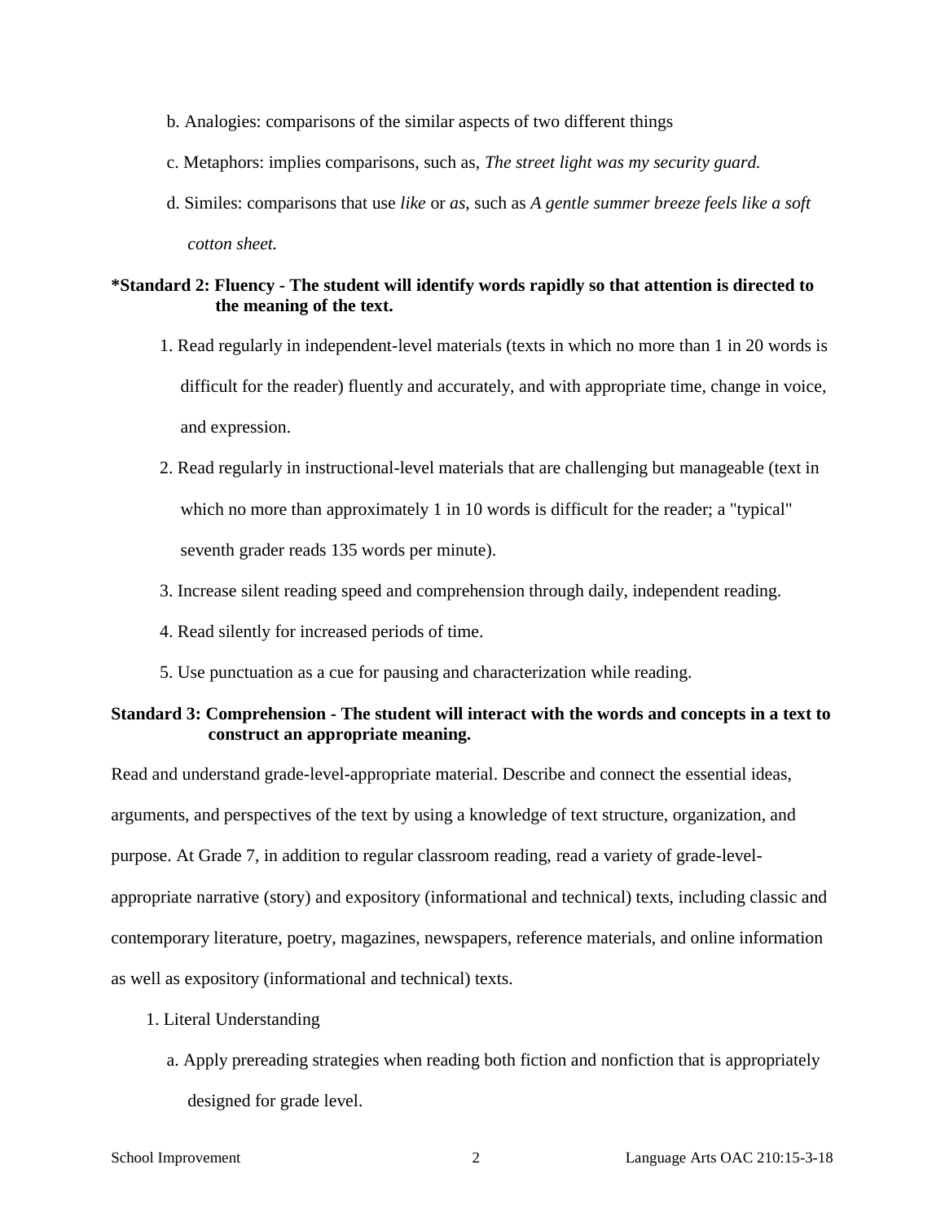b. Analogies: comparisons of the similar aspects of two different things

c. Metaphors: implies comparisons, such as, *The street light was my security guard.*

d. Similes: comparisons that use *like* or *as*, such as *A gentle summer breeze feels like a soft cotton sheet.*

**\*Standard 2: Fluency - The student will identify words rapidly so that attention is directed to the meaning of the text.**

1. Read regularly in independent-level materials (texts in which no more than 1 in 20 words is difficult for the reader) fluently and accurately, and with appropriate time, change in voice, and expression.
2. Read regularly in instructional-level materials that are challenging but manageable (text in which no more than approximately 1 in 10 words is difficult for the reader; a "typical" seventh grader reads 135 words per minute).
3. Increase silent reading speed and comprehension through daily, independent reading.
4. Read silently for increased periods of time.
5. Use punctuation as a cue for pausing and characterization while reading.

**Standard 3: Comprehension - The student will interact with the words and concepts in a text to construct an appropriate meaning.**

Read and understand grade-level-appropriate material. Describe and connect the essential ideas, arguments, and perspectives of the text by using a knowledge of text structure, organization, and purpose. At Grade 7, in addition to regular classroom reading, read a variety of grade-level-appropriate narrative (story) and expository (informational and technical) texts, including classic and contemporary literature, poetry, magazines, newspapers, reference materials, and online information as well as expository (informational and technical) texts.

1. Literal Understanding

   a. Apply prereading strategies when reading both fiction and nonfiction that is appropriately designed for grade level.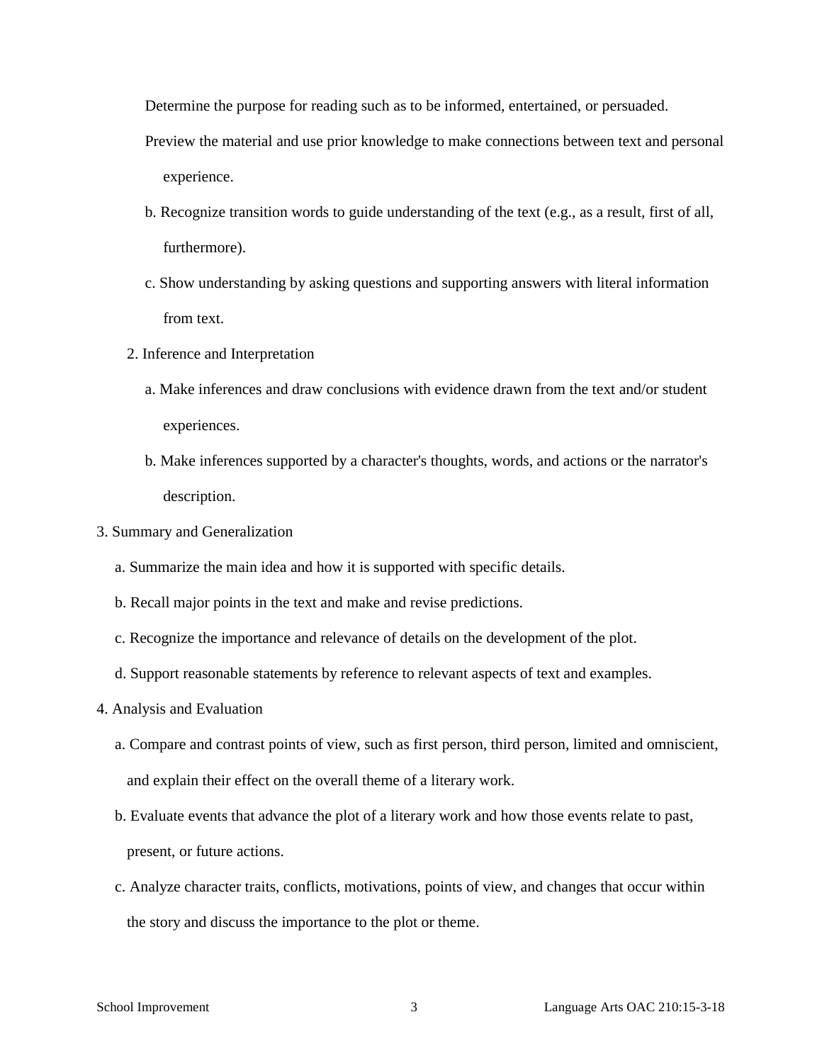Determine the purpose for reading such as to be informed, entertained, or persuaded.

Preview the material and use prior knowledge to make connections between text and personal experience.

b. Recognize transition words to guide understanding of the text (e.g., as a result, first of all, furthermore).

c. Show understanding by asking questions and supporting answers with literal information from text.

2. Inference and Interpretation

a. Make inferences and draw conclusions with evidence drawn from the text and/or student experiences.

b. Make inferences supported by a character's thoughts, words, and actions or the narrator's description.

3. Summary and Generalization

a. Summarize the main idea and how it is supported with specific details.

b. Recall major points in the text and make and revise predictions.

c. Recognize the importance and relevance of details on the development of the plot.

d. Support reasonable statements by reference to relevant aspects of text and examples.

4. Analysis and Evaluation

a. Compare and contrast points of view, such as first person, third person, limited and omniscient, and explain their effect on the overall theme of a literary work.

b. Evaluate events that advance the plot of a literary work and how those events relate to past, present, or future actions.

c. Analyze character traits, conflicts, motivations, points of view, and changes that occur within the story and discuss the importance to the plot or theme.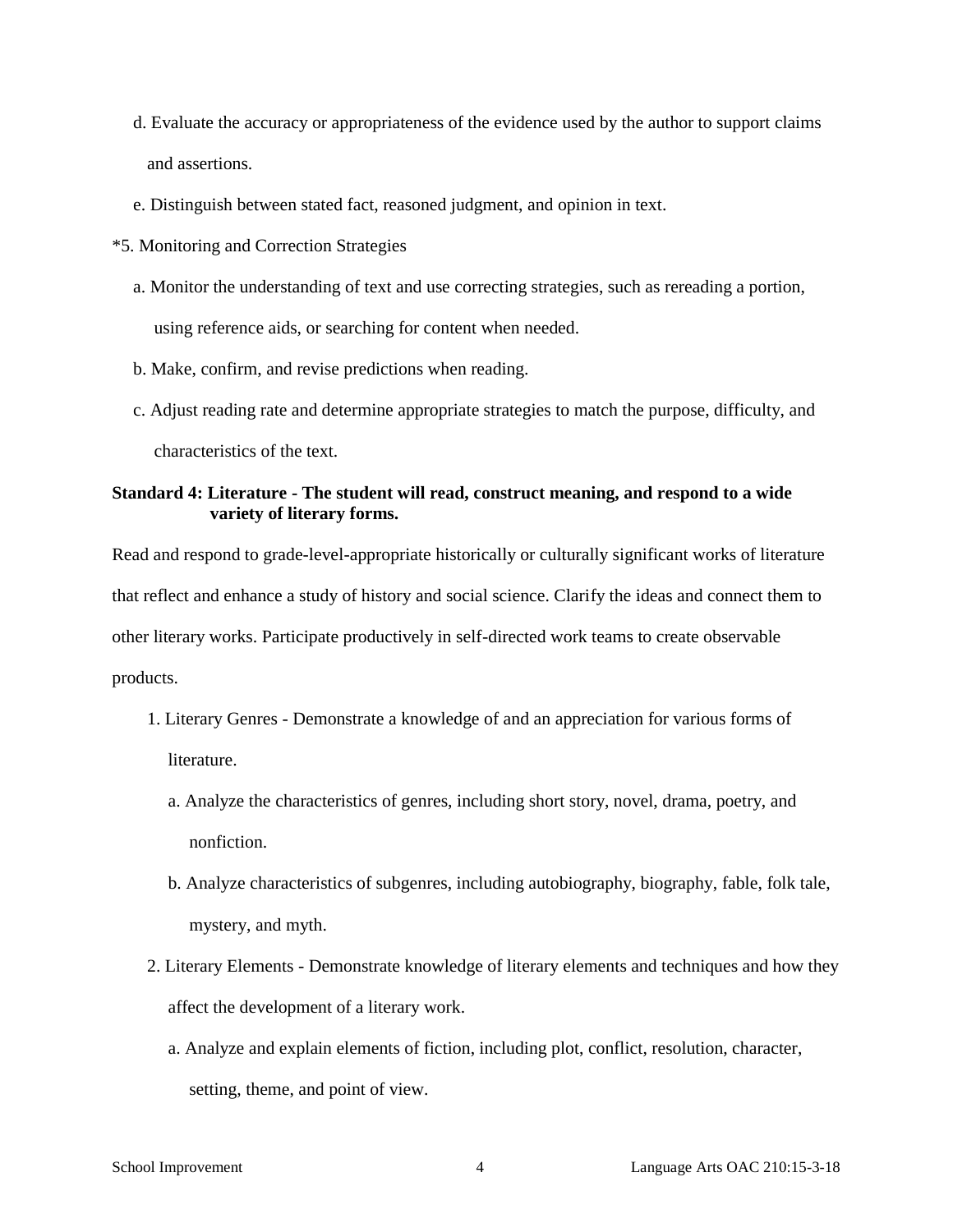d. Evaluate the accuracy or appropriateness of the evidence used by the author to support claims and assertions.

e. Distinguish between stated fact, reasoned judgment, and opinion in text.

*5. Monitoring and Correction Strategies

a. Monitor the understanding of text and use correcting strategies, such as rereading a portion, using reference aids, or searching for content when needed.

b. Make, confirm, and revise predictions when reading.

c. Adjust reading rate and determine appropriate strategies to match the purpose, difficulty, and characteristics of the text.

**Standard 4: Literature - The student will read, construct meaning, and respond to a wide variety of literary forms.**

Read and respond to grade-level-appropriate historically or culturally significant works of literature that reflect and enhance a study of history and social science. Clarify the ideas and connect them to other literary works. Participate productively in self-directed work teams to create observable products.

1. Literary Genres - Demonstrate a knowledge of and an appreciation for various forms of literature.

   a. Analyze the characteristics of genres, including short story, novel, drama, poetry, and nonfiction.

   b. Analyze characteristics of subgenres, including autobiography, biography, fable, folk tale, mystery, and myth.

2. Literary Elements - Demonstrate knowledge of literary elements and techniques and how they affect the development of a literary work.

   a. Analyze and explain elements of fiction, including plot, conflict, resolution, character, setting, theme, and point of view.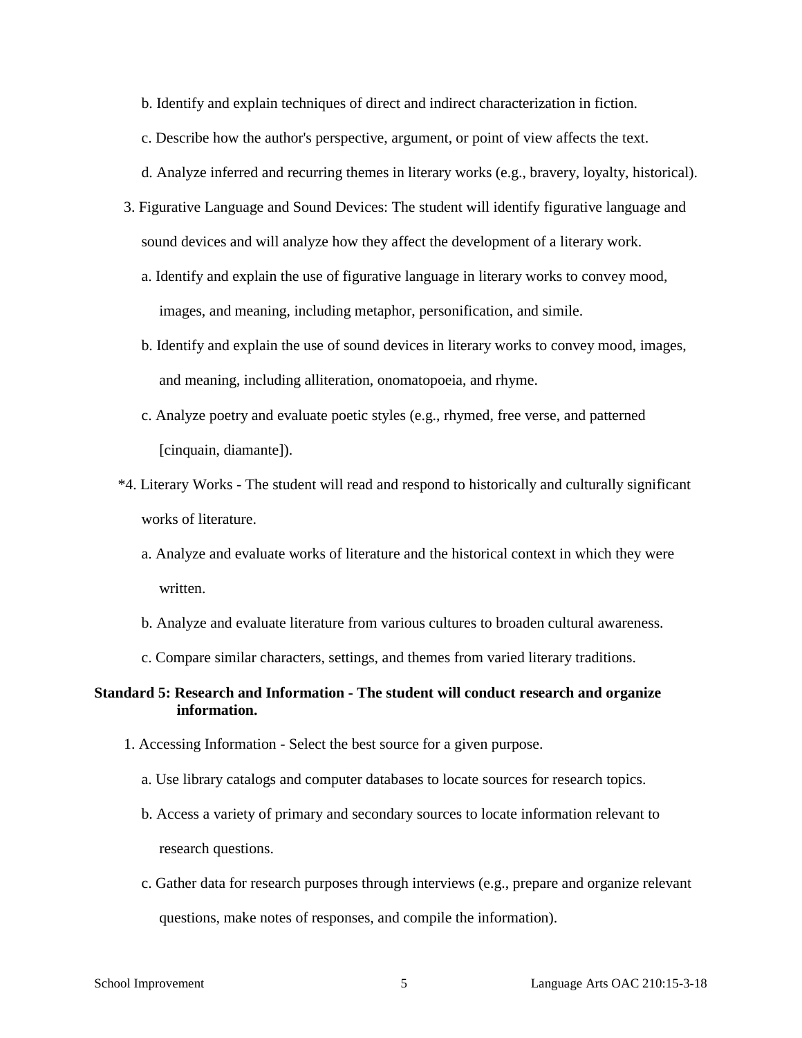b. Identify and explain techniques of direct and indirect characterization in fiction.

c. Describe how the author's perspective, argument, or point of view affects the text.

d. Analyze inferred and recurring themes in literary works (e.g., bravery, loyalty, historical).

3. Figurative Language and Sound Devices: The student will identify figurative language and sound devices and will analyze how they affect the development of a literary work.

   a. Identify and explain the use of figurative language in literary works to convey mood, images, and meaning, including metaphor, personification, and simile.

   b. Identify and explain the use of sound devices in literary works to convey mood, images, and meaning, including alliteration, onomatopoeia, and rhyme.

   c. Analyze poetry and evaluate poetic styles (e.g., rhymed, free verse, and patterned [cinquain, diamante]).

*4. Literary Works - The student will read and respond to historically and culturally significant works of literature.

   a. Analyze and evaluate works of literature and the historical context in which they were written.

   b. Analyze and evaluate literature from various cultures to broaden cultural awareness.

   c. Compare similar characters, settings, and themes from varied literary traditions.

**Standard 5: Research and Information - The student will conduct research and organize information.**

1. Accessing Information - Select the best source for a given purpose.

   a. Use library catalogs and computer databases to locate sources for research topics.

   b. Access a variety of primary and secondary sources to locate information relevant to research questions.

   c. Gather data for research purposes through interviews (e.g., prepare and organize relevant questions, make notes of responses, and compile the information).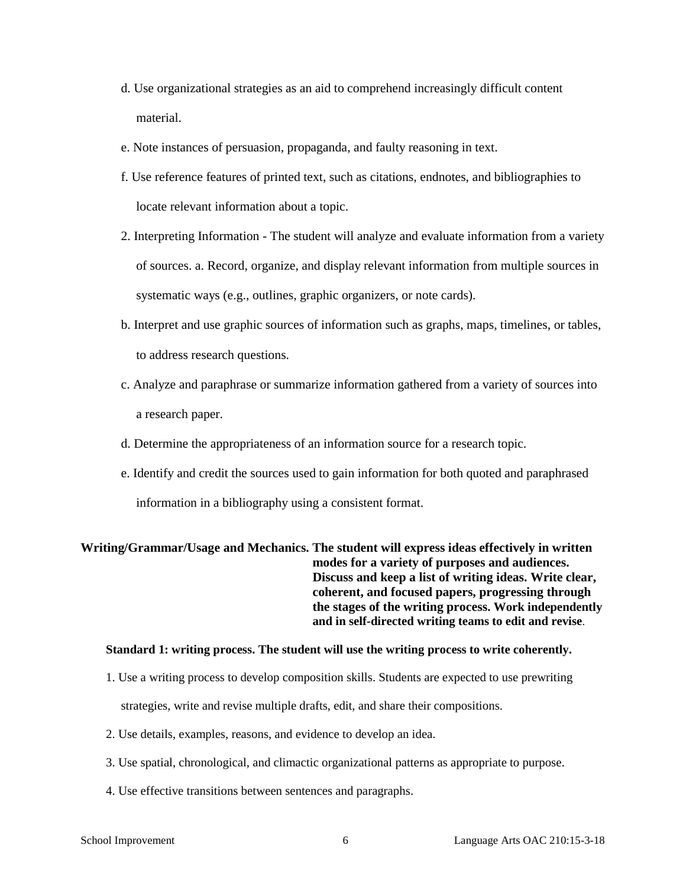d. Use organizational strategies as an aid to comprehend increasingly difficult content material.

e. Note instances of persuasion, propaganda, and faulty reasoning in text.

f. Use reference features of printed text, such as citations, endnotes, and bibliographies to locate relevant information about a topic.

2. Interpreting Information - The student will analyze and evaluate information from a variety of sources. a. Record, organize, and display relevant information from multiple sources in systematic ways (e.g., outlines, graphic organizers, or note cards).

b. Interpret and use graphic sources of information such as graphs, maps, timelines, or tables, to address research questions.

c. Analyze and paraphrase or summarize information gathered from a variety of sources into a research paper.

d. Determine the appropriateness of an information source for a research topic.

e. Identify and credit the sources used to gain information for both quoted and paraphrased information in a bibliography using a consistent format.

**Writing/Grammar/Usage and Mechanics. The student will express ideas effectively in written modes for a variety of purposes and audiences. Discuss and keep a list of writing ideas. Write clear, coherent, and focused papers, progressing through the stages of the writing process. Work independently and in self-directed writing teams to edit and revise**.

**Standard 1: writing process. The student will use the writing process to write coherently.**

1. Use a writing process to develop composition skills. Students are expected to use prewriting strategies, write and revise multiple drafts, edit, and share their compositions.

2. Use details, examples, reasons, and evidence to develop an idea.

3. Use spatial, chronological, and climactic organizational patterns as appropriate to purpose.

4. Use effective transitions between sentences and paragraphs.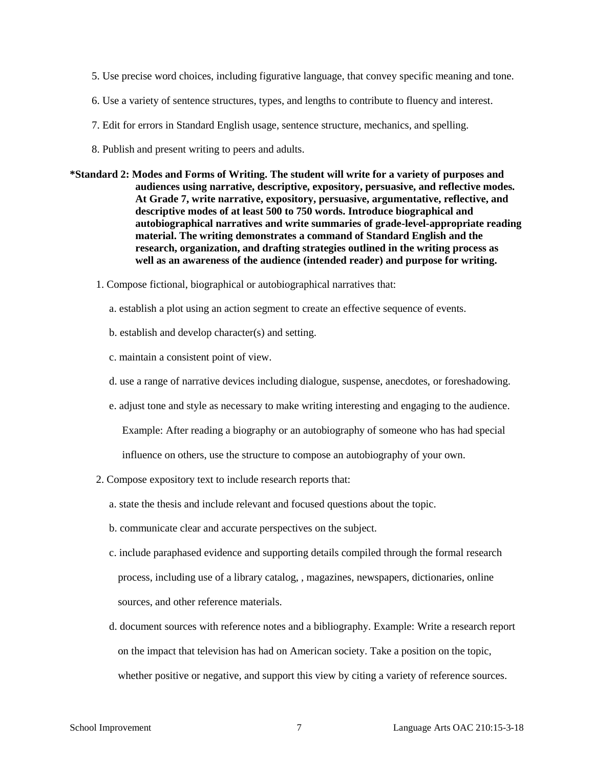5. Use precise word choices, including figurative language, that convey specific meaning and tone.

6. Use a variety of sentence structures, types, and lengths to contribute to fluency and interest.

7. Edit for errors in Standard English usage, sentence structure, mechanics, and spelling.

8. Publish and present writing to peers and adults.

**\*Standard 2: Modes and Forms of Writing. The student will write for a variety of purposes and audiences using narrative, descriptive, expository, persuasive, and reflective modes. At Grade 7, write narrative, expository, persuasive, argumentative, reflective, and descriptive modes of at least 500 to 750 words. Introduce biographical and autobiographical narratives and write summaries of grade-level-appropriate reading material. The writing demonstrates a command of Standard English and the research, organization, and drafting strategies outlined in the writing process as well as an awareness of the audience (intended reader) and purpose for writing.**

1. Compose fictional, biographical or autobiographical narratives that:

   a. establish a plot using an action segment to create an effective sequence of events.

   b. establish and develop character(s) and setting.

   c. maintain a consistent point of view.

   d. use a range of narrative devices including dialogue, suspense, anecdotes, or foreshadowing.

   e. adjust tone and style as necessary to make writing interesting and engaging to the audience.

   Example: After reading a biography or an autobiography of someone who has had special influence on others, use the structure to compose an autobiography of your own.

2. Compose expository text to include research reports that:

   a. state the thesis and include relevant and focused questions about the topic.

   b. communicate clear and accurate perspectives on the subject.

   c. include paraphased evidence and supporting details compiled through the formal research process, including use of a library catalog, , magazines, newspapers, dictionaries, online sources, and other reference materials.

   d. document sources with reference notes and a bibliography. Example: Write a research report on the impact that television has had on American society. Take a position on the topic, whether positive or negative, and support this view by citing a variety of reference sources.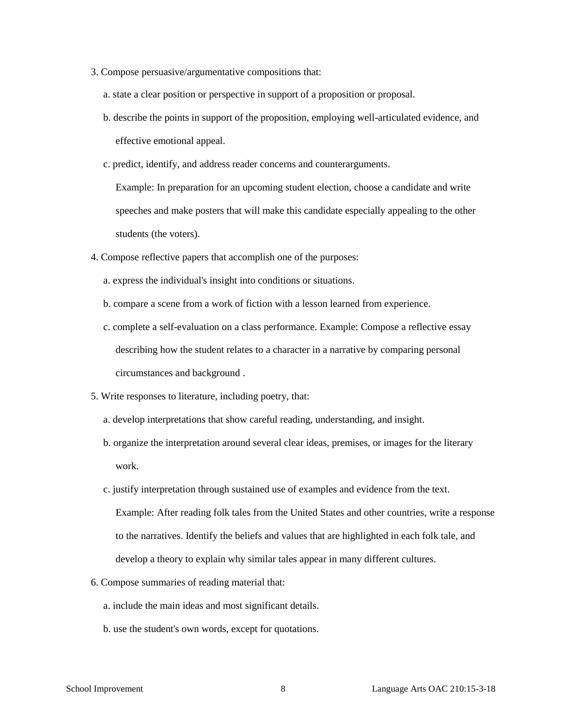3. Compose persuasive/argumentative compositions that:

   a. state a clear position or perspective in support of a proposition or proposal.

   b. describe the points in support of the proposition, employing well-articulated evidence, and effective emotional appeal.

   c. predict, identify, and address reader concerns and counterarguments.

      Example: In preparation for an upcoming student election, choose a candidate and write speeches and make posters that will make this candidate especially appealing to the other students (the voters).

4. Compose reflective papers that accomplish one of the purposes:

   a. express the individual's insight into conditions or situations.

   b. compare a scene from a work of fiction with a lesson learned from experience.

   c. complete a self-evaluation on a class performance. Example: Compose a reflective essay describing how the student relates to a character in a narrative by comparing personal circumstances and background .

5. Write responses to literature, including poetry, that:

   a. develop interpretations that show careful reading, understanding, and insight.

   b. organize the interpretation around several clear ideas, premises, or images for the literary work.

   c. justify interpretation through sustained use of examples and evidence from the text.

      Example: After reading folk tales from the United States and other countries, write a response to the narratives. Identify the beliefs and values that are highlighted in each folk tale, and develop a theory to explain why similar tales appear in many different cultures.

6. Compose summaries of reading material that:

   a. include the main ideas and most significant details.

   b. use the student's own words, except for quotations.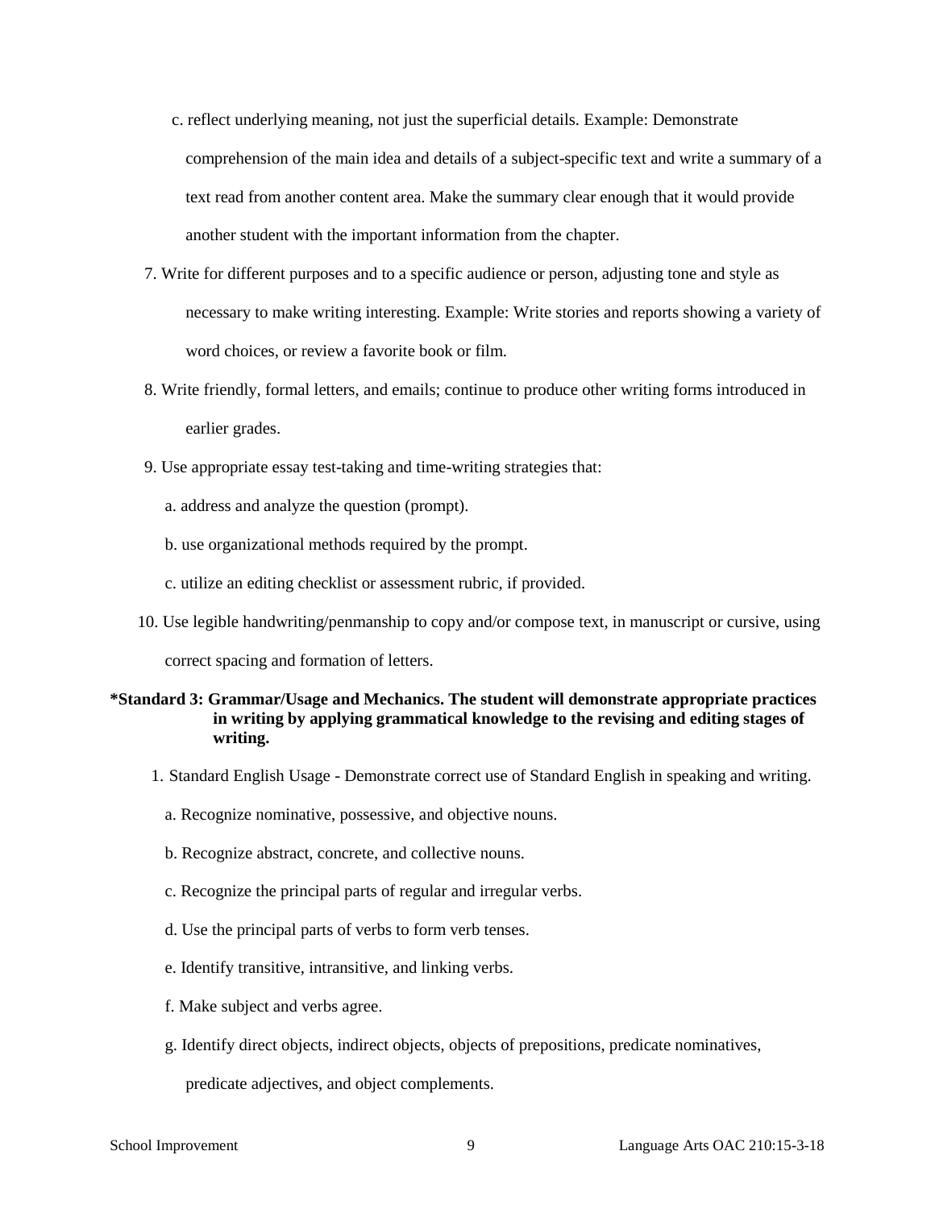c. reflect underlying meaning, not just the superficial details. Example: Demonstrate comprehension of the main idea and details of a subject-specific text and write a summary of a text read from another content area. Make the summary clear enough that it would provide another student with the important information from the chapter.

7. Write for different purposes and to a specific audience or person, adjusting tone and style as necessary to make writing interesting. Example: Write stories and reports showing a variety of word choices, or review a favorite book or film.

8. Write friendly, formal letters, and emails; continue to produce other writing forms introduced in earlier grades.

9. Use appropriate essay test-taking and time-writing strategies that:

   a. address and analyze the question (prompt).

   b. use organizational methods required by the prompt.

   c. utilize an editing checklist or assessment rubric, if provided.

10. Use legible handwriting/penmanship to copy and/or compose text, in manuscript or cursive, using correct spacing and formation of letters.

**\*Standard 3: Grammar/Usage and Mechanics. The student will demonstrate appropriate practices in writing by applying grammatical knowledge to the revising and editing stages of writing.**

1. Standard English Usage - Demonstrate correct use of Standard English in speaking and writing.

   a. Recognize nominative, possessive, and objective nouns.

   b. Recognize abstract, concrete, and collective nouns.

   c. Recognize the principal parts of regular and irregular verbs.

   d. Use the principal parts of verbs to form verb tenses.

   e. Identify transitive, intransitive, and linking verbs.

   f. Make subject and verbs agree.

   g. Identify direct objects, indirect objects, objects of prepositions, predicate nominatives, predicate adjectives, and object complements.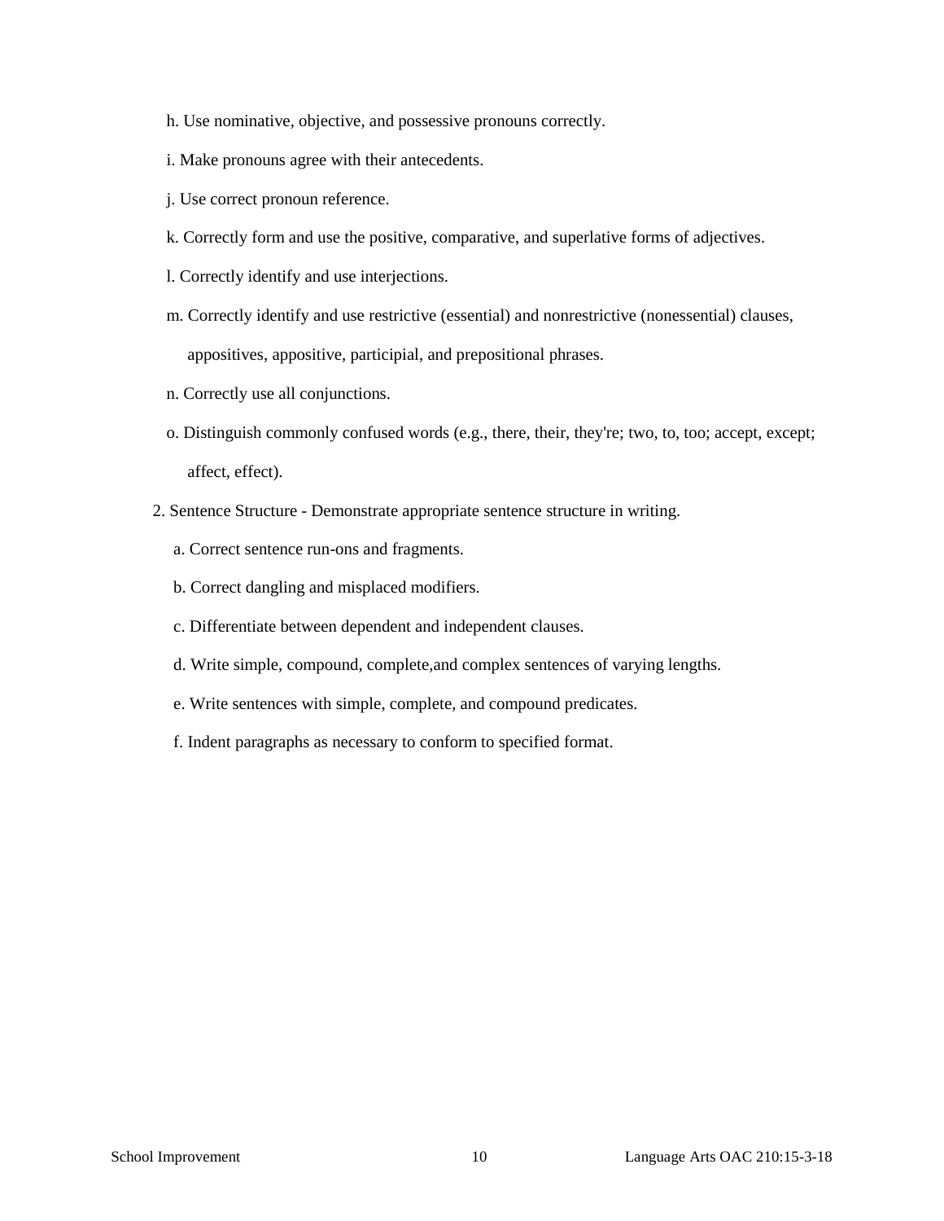h. Use nominative, objective, and possessive pronouns correctly.

i. Make pronouns agree with their antecedents.

j. Use correct pronoun reference.

k. Correctly form and use the positive, comparative, and superlative forms of adjectives.

l. Correctly identify and use interjections.

m. Correctly identify and use restrictive (essential) and nonrestrictive (nonessential) clauses, appositives, appositive, participial, and prepositional phrases.

n. Correctly use all conjunctions.

o. Distinguish commonly confused words (e.g., there, their, they're; two, to, too; accept, except; affect, effect).

2. Sentence Structure - Demonstrate appropriate sentence structure in writing.

a. Correct sentence run-ons and fragments.

b. Correct dangling and misplaced modifiers.

c. Differentiate between dependent and independent clauses.

d. Write simple, compound, complete,and complex sentences of varying lengths.

e. Write sentences with simple, complete, and compound predicates.

f. Indent paragraphs as necessary to conform to specified format.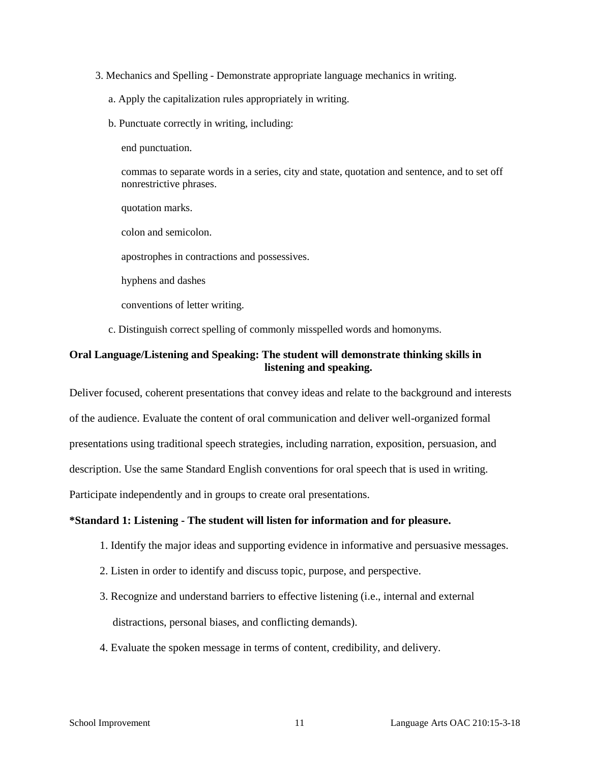3. Mechanics and Spelling - Demonstrate appropriate language mechanics in writing.

   a. Apply the capitalization rules appropriately in writing.

   b. Punctuate correctly in writing, including:

      end punctuation.

      commas to separate words in a series, city and state, quotation and sentence, and to set off nonrestrictive phrases.

      quotation marks.

      colon and semicolon.

      apostrophes in contractions and possessives.

      hyphens and dashes

      conventions of letter writing.

   c. Distinguish correct spelling of commonly misspelled words and homonyms.

**Oral Language/Listening and Speaking: The student will demonstrate thinking skills in listening and speaking.**

Deliver focused, coherent presentations that convey ideas and relate to the background and interests of the audience. Evaluate the content of oral communication and deliver well-organized formal presentations using traditional speech strategies, including narration, exposition, persuasion, and description. Use the same Standard English conventions for oral speech that is used in writing. Participate independently and in groups to create oral presentations.

**\*Standard 1: Listening - The student will listen for information and for pleasure.**

1. Identify the major ideas and supporting evidence in informative and persuasive messages.
2. Listen in order to identify and discuss topic, purpose, and perspective.
3. Recognize and understand barriers to effective listening (i.e., internal and external distractions, personal biases, and conflicting demands).
4. Evaluate the spoken message in terms of content, credibility, and delivery.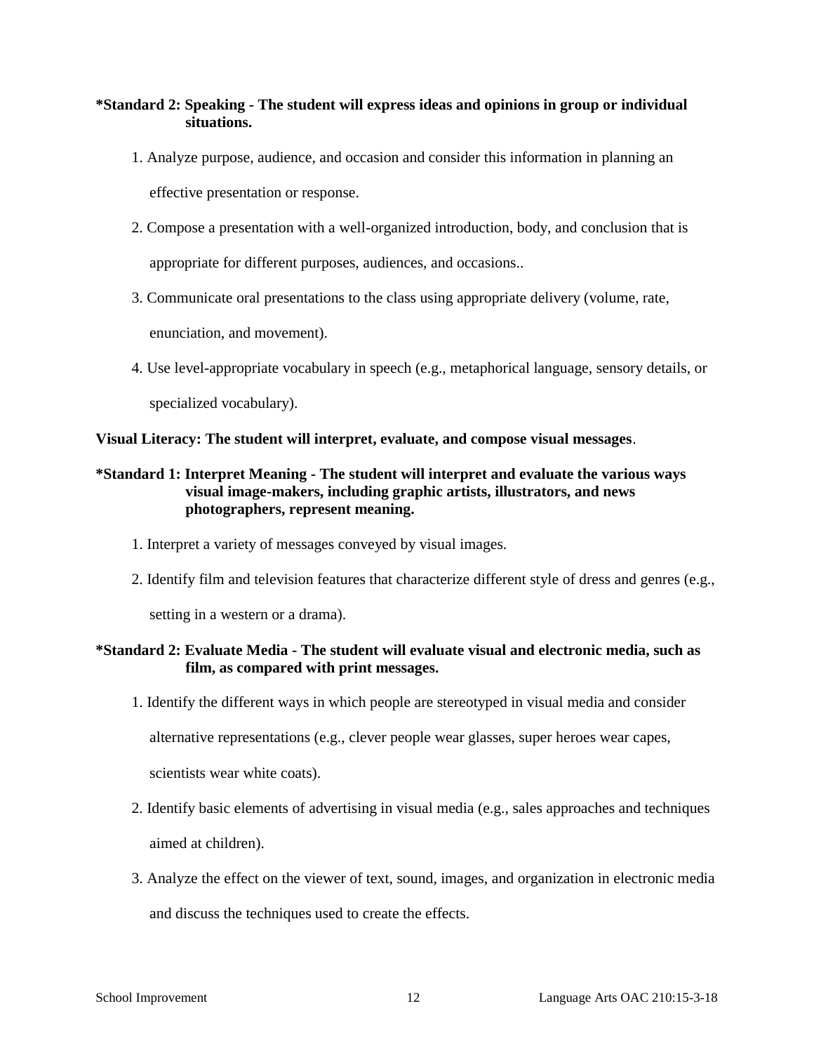**\*Standard 2: Speaking - The student will express ideas and opinions in group or individual situations.**

1. Analyze purpose, audience, and occasion and consider this information in planning an effective presentation or response.
2. Compose a presentation with a well-organized introduction, body, and conclusion that is appropriate for different purposes, audiences, and occasions..
3. Communicate oral presentations to the class using appropriate delivery (volume, rate, enunciation, and movement).
4. Use level-appropriate vocabulary in speech (e.g., metaphorical language, sensory details, or specialized vocabulary).

**Visual Literacy: The student will interpret, evaluate, and compose visual messages**.

**\*Standard 1: Interpret Meaning - The student will interpret and evaluate the various ways visual image-makers, including graphic artists, illustrators, and news photographers, represent meaning.**

1. Interpret a variety of messages conveyed by visual images.
2. Identify film and television features that characterize different style of dress and genres (e.g., setting in a western or a drama).

**\*Standard 2: Evaluate Media - The student will evaluate visual and electronic media, such as film, as compared with print messages.**

1. Identify the different ways in which people are stereotyped in visual media and consider alternative representations (e.g., clever people wear glasses, super heroes wear capes, scientists wear white coats).
2. Identify basic elements of advertising in visual media (e.g., sales approaches and techniques aimed at children).
3. Analyze the effect on the viewer of text, sound, images, and organization in electronic media and discuss the techniques used to create the effects.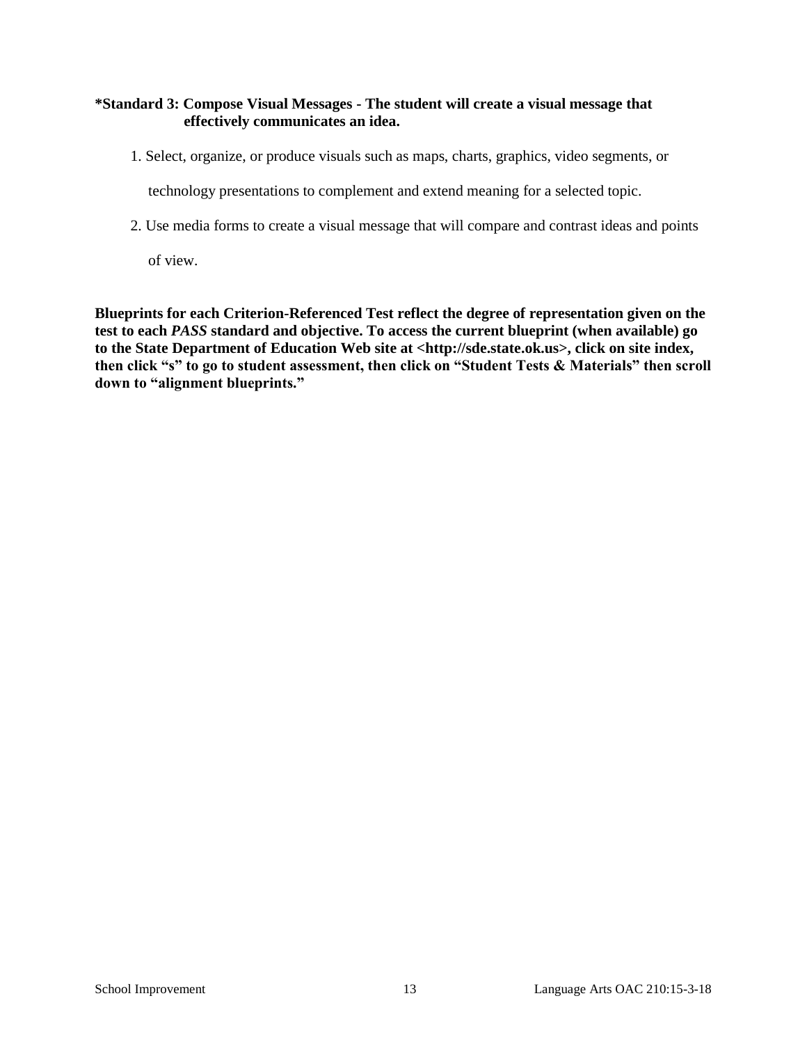**\*Standard 3: Compose Visual Messages - The student will create a visual message that effectively communicates an idea.**

1. Select, organize, or produce visuals such as maps, charts, graphics, video segments, or technology presentations to complement and extend meaning for a selected topic.
2. Use media forms to create a visual message that will compare and contrast ideas and points of view.

**Blueprints for each Criterion-Referenced Test reflect the degree of representation given on the test to each *PASS* standard and objective. To access the current blueprint (when available) go to the State Department of Education Web site at <http://sde.state.ok.us>, click on site index, then click "s" to go to student assessment, then click on "Student Tests & Materials" then scroll down to "alignment blueprints."**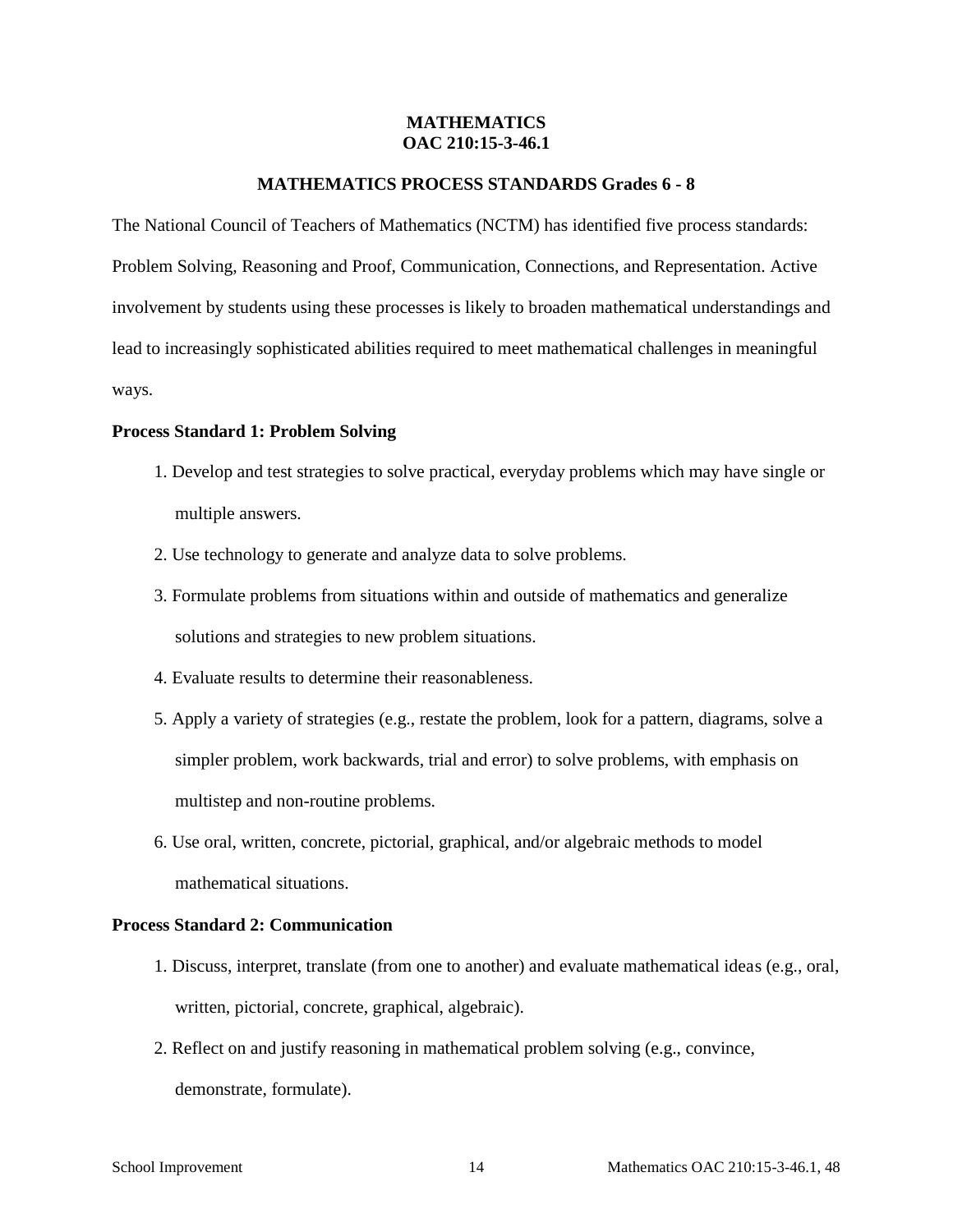**MATHEMATICS**
**OAC 210:15-3-46.1**

**MATHEMATICS PROCESS STANDARDS Grades 6 - 8**

The National Council of Teachers of Mathematics (NCTM) has identified five process standards: Problem Solving, Reasoning and Proof, Communication, Connections, and Representation. Active involvement by students using these processes is likely to broaden mathematical understandings and lead to increasingly sophisticated abilities required to meet mathematical challenges in meaningful ways.

**Process Standard 1: Problem Solving**

1. Develop and test strategies to solve practical, everyday problems which may have single or multiple answers.
2. Use technology to generate and analyze data to solve problems.
3. Formulate problems from situations within and outside of mathematics and generalize solutions and strategies to new problem situations.
4. Evaluate results to determine their reasonableness.
5. Apply a variety of strategies (e.g., restate the problem, look for a pattern, diagrams, solve a simpler problem, work backwards, trial and error) to solve problems, with emphasis on multistep and non-routine problems.
6. Use oral, written, concrete, pictorial, graphical, and/or algebraic methods to model mathematical situations.

**Process Standard 2: Communication**

1. Discuss, interpret, translate (from one to another) and evaluate mathematical ideas (e.g., oral, written, pictorial, concrete, graphical, algebraic).
2. Reflect on and justify reasoning in mathematical problem solving (e.g., convince, demonstrate, formulate).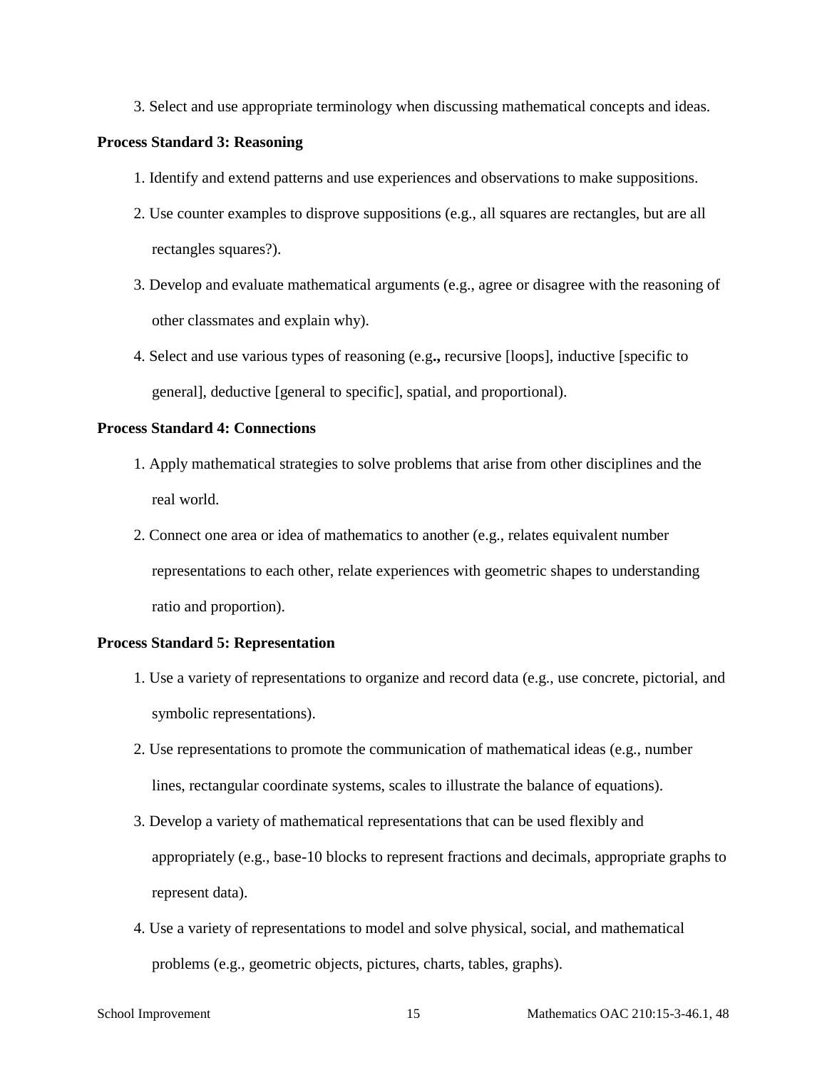3. Select and use appropriate terminology when discussing mathematical concepts and ideas.

**Process Standard 3: Reasoning**

1. Identify and extend patterns and use experiences and observations to make suppositions.
2. Use counter examples to disprove suppositions (e.g., all squares are rectangles, but are all rectangles squares?).
3. Develop and evaluate mathematical arguments (e.g., agree or disagree with the reasoning of other classmates and explain why).
4. Select and use various types of reasoning (e.g**.,** recursive [loops], inductive [specific to general], deductive [general to specific], spatial, and proportional).

**Process Standard 4: Connections**

1. Apply mathematical strategies to solve problems that arise from other disciplines and the real world.
2. Connect one area or idea of mathematics to another (e.g., relates equivalent number representations to each other, relate experiences with geometric shapes to understanding ratio and proportion).

**Process Standard 5: Representation**

1. Use a variety of representations to organize and record data (e.g., use concrete, pictorial, and symbolic representations).
2. Use representations to promote the communication of mathematical ideas (e.g., number lines, rectangular coordinate systems, scales to illustrate the balance of equations).
3. Develop a variety of mathematical representations that can be used flexibly and appropriately (e.g., base-10 blocks to represent fractions and decimals, appropriate graphs to represent data).
4. Use a variety of representations to model and solve physical, social, and mathematical problems (e.g., geometric objects, pictures, charts, tables, graphs).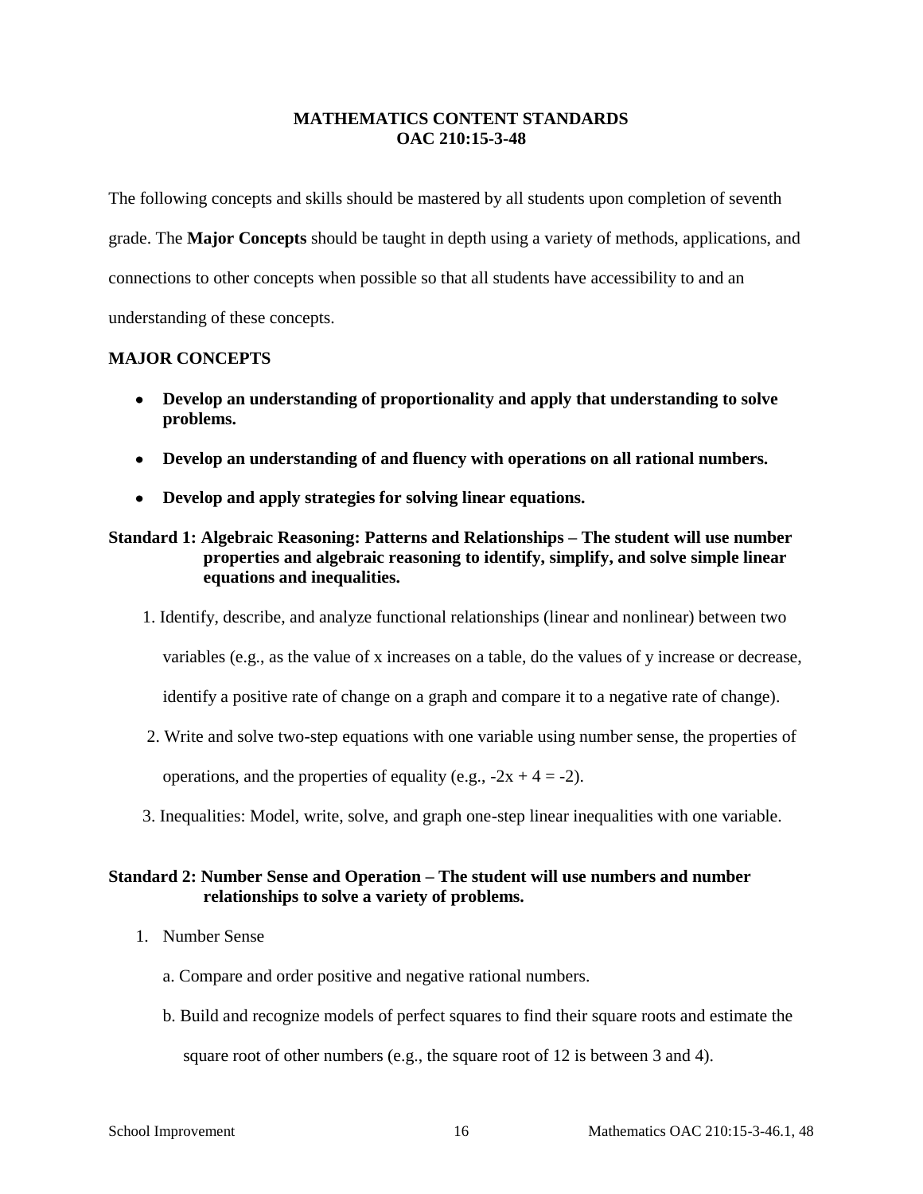## MATHEMATICS CONTENT STANDARDS
## OAC 210:15-3-48

The following concepts and skills should be mastered by all students upon completion of seventh grade. The **Major Concepts** should be taught in depth using a variety of methods, applications, and connections to other concepts when possible so that all students have accessibility to and an understanding of these concepts.

### MAJOR CONCEPTS

- **Develop an understanding of proportionality and apply that understanding to solve problems.**
- **Develop an understanding of and fluency with operations on all rational numbers.**
- **Develop and apply strategies for solving linear equations.**

**Standard 1: Algebraic Reasoning: Patterns and Relationships – The student will use number properties and algebraic reasoning to identify, simplify, and solve simple linear equations and inequalities.**

1. Identify, describe, and analyze functional relationships (linear and nonlinear) between two variables (e.g., as the value of x increases on a table, do the values of y increase or decrease, identify a positive rate of change on a graph and compare it to a negative rate of change).
2. Write and solve two-step equations with one variable using number sense, the properties of operations, and the properties of equality (e.g., $-2x + 4 = -2$).
3. Inequalities: Model, write, solve, and graph one-step linear inequalities with one variable.

**Standard 2: Number Sense and Operation – The student will use numbers and number relationships to solve a variety of problems.**

1. Number Sense
   a. Compare and order positive and negative rational numbers.
   b. Build and recognize models of perfect squares to find their square roots and estimate the square root of other numbers (e.g., the square root of 12 is between 3 and 4).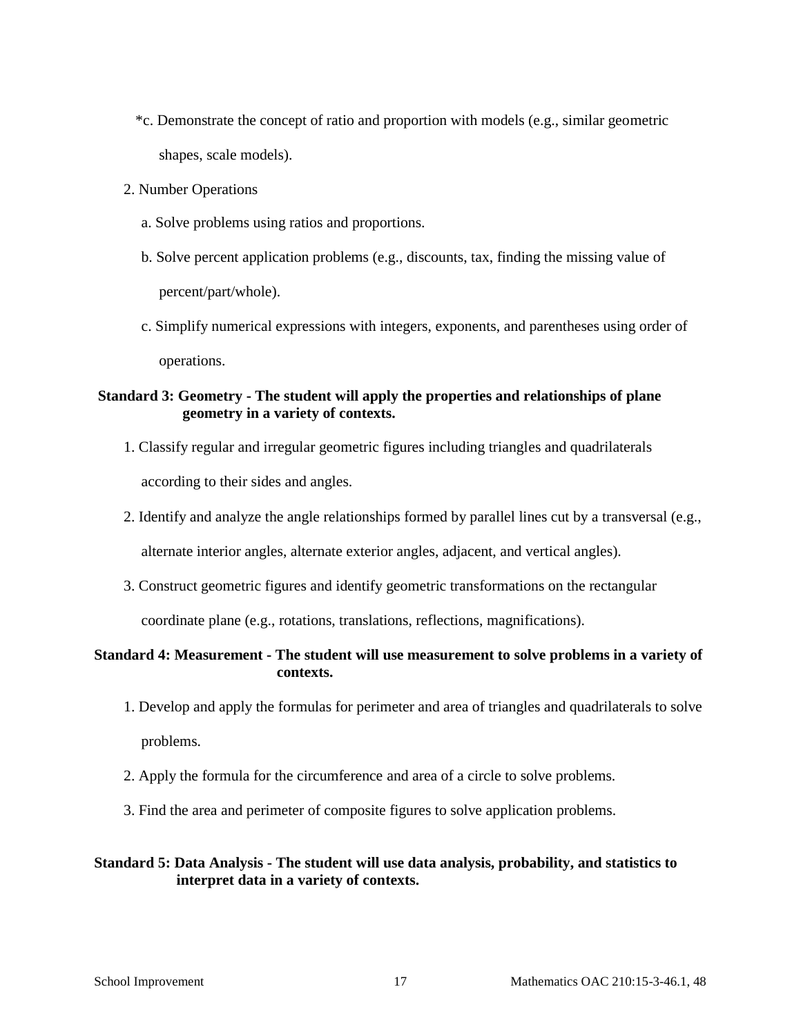*c. Demonstrate the concept of ratio and proportion with models (e.g., similar geometric shapes, scale models).

2. Number Operations

   a. Solve problems using ratios and proportions.

   b. Solve percent application problems (e.g., discounts, tax, finding the missing value of percent/part/whole).

   c. Simplify numerical expressions with integers, exponents, and parentheses using order of operations.

**Standard 3: Geometry - The student will apply the properties and relationships of plane geometry in a variety of contexts.**

1. Classify regular and irregular geometric figures including triangles and quadrilaterals according to their sides and angles.

2. Identify and analyze the angle relationships formed by parallel lines cut by a transversal (e.g., alternate interior angles, alternate exterior angles, adjacent, and vertical angles).

3. Construct geometric figures and identify geometric transformations on the rectangular coordinate plane (e.g., rotations, translations, reflections, magnifications).

**Standard 4: Measurement - The student will use measurement to solve problems in a variety of contexts.**

1. Develop and apply the formulas for perimeter and area of triangles and quadrilaterals to solve problems.

2. Apply the formula for the circumference and area of a circle to solve problems.

3. Find the area and perimeter of composite figures to solve application problems.

**Standard 5: Data Analysis - The student will use data analysis, probability, and statistics to interpret data in a variety of contexts.**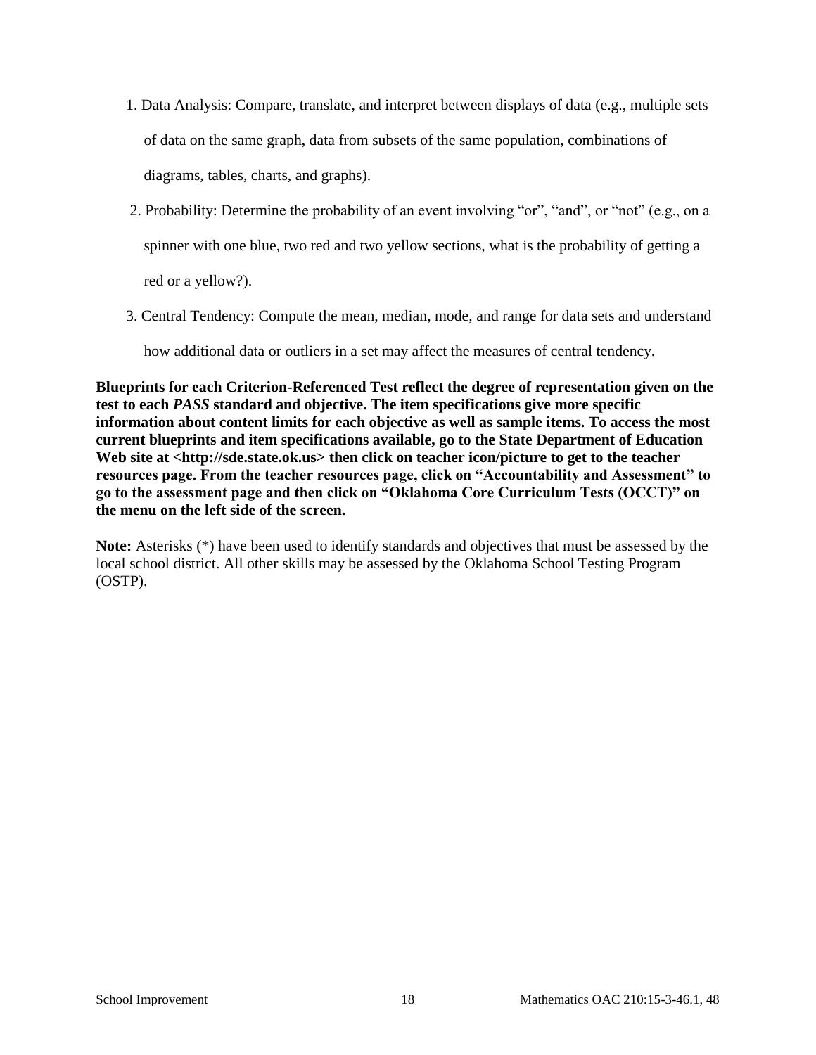1. Data Analysis: Compare, translate, and interpret between displays of data (e.g., multiple sets of data on the same graph, data from subsets of the same population, combinations of diagrams, tables, charts, and graphs).
2. Probability: Determine the probability of an event involving “or”, “and”, or “not” (e.g., on a spinner with one blue, two red and two yellow sections, what is the probability of getting a red or a yellow?).
3. Central Tendency: Compute the mean, median, mode, and range for data sets and understand how additional data or outliers in a set may affect the measures of central tendency.

**Blueprints for each Criterion-Referenced Test reflect the degree of representation given on the test to each *PASS* standard and objective. The item specifications give more specific information about content limits for each objective as well as sample items. To access the most current blueprints and item specifications available, go to the State Department of Education Web site at <http://sde.state.ok.us> then click on teacher icon/picture to get to the teacher resources page. From the teacher resources page, click on “Accountability and Assessment” to go to the assessment page and then click on “Oklahoma Core Curriculum Tests (OCCT)” on the menu on the left side of the screen.**

**Note:** Asterisks (*) have been used to identify standards and objectives that must be assessed by the local school district. All other skills may be assessed by the Oklahoma School Testing Program (OSTP).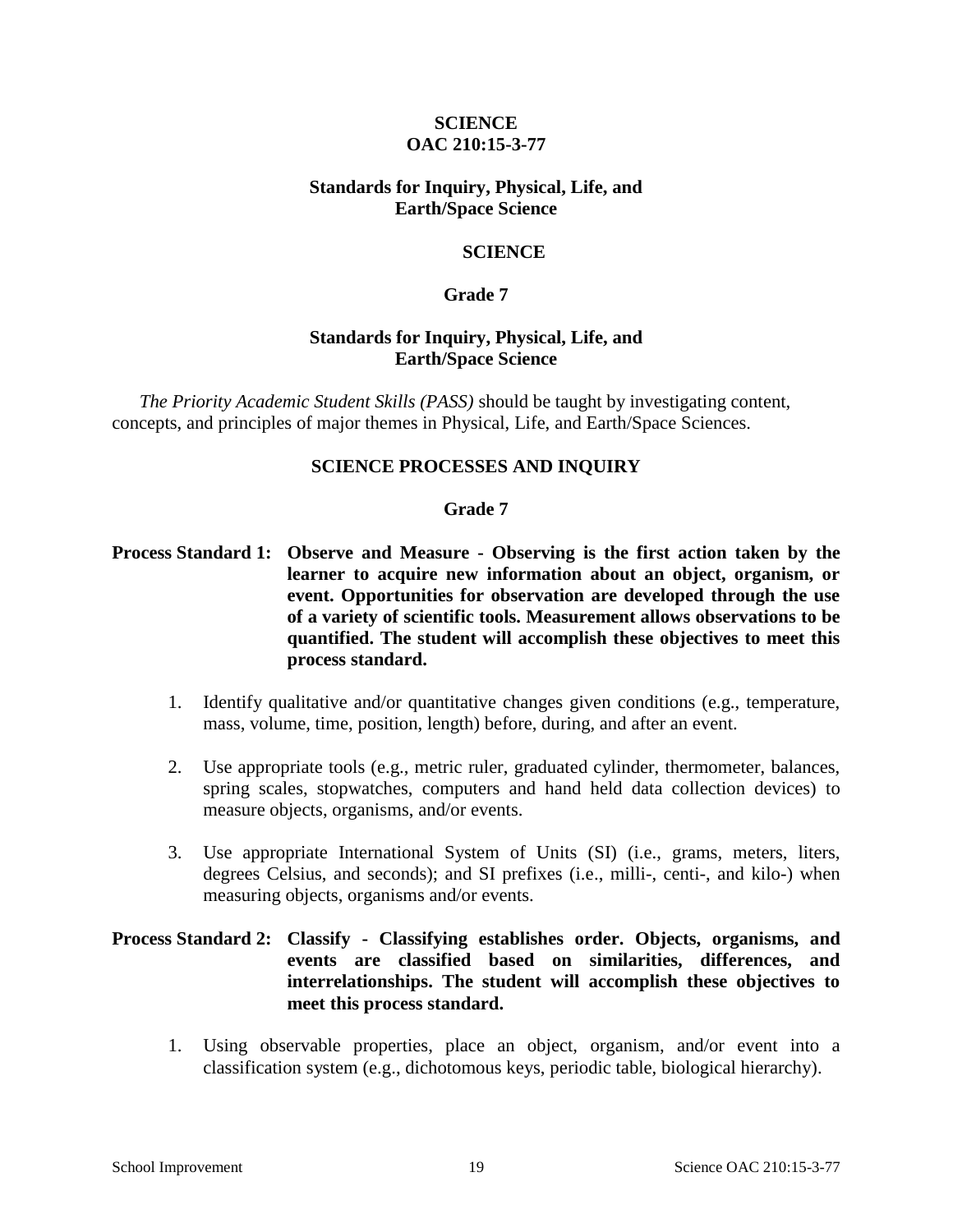# SCIENCE
# OAC 210:15-3-77

## Standards for Inquiry, Physical, Life, and Earth/Space Science

## SCIENCE

## Grade 7

## Standards for Inquiry, Physical, Life, and Earth/Space Science

*The Priority Academic Student Skills (PASS)* should be taught by investigating content, concepts, and principles of major themes in Physical, Life, and Earth/Space Sciences.

### SCIENCE PROCESSES AND INQUIRY

### Grade 7

**Process Standard 1: Observe and Measure - Observing is the first action taken by the learner to acquire new information about an object, organism, or event. Opportunities for observation are developed through the use of a variety of scientific tools. Measurement allows observations to be quantified. The student will accomplish these objectives to meet this process standard.**

1. Identify qualitative and/or quantitative changes given conditions (e.g., temperature, mass, volume, time, position, length) before, during, and after an event.
2. Use appropriate tools (e.g., metric ruler, graduated cylinder, thermometer, balances, spring scales, stopwatches, computers and hand held data collection devices) to measure objects, organisms, and/or events.
3. Use appropriate International System of Units (SI) (i.e., grams, meters, liters, degrees Celsius, and seconds); and SI prefixes (i.e., milli-, centi-, and kilo-) when measuring objects, organisms and/or events.

**Process Standard 2: Classify - Classifying establishes order. Objects, organisms, and events are classified based on similarities, differences, and interrelationships. The student will accomplish these objectives to meet this process standard.**

1. Using observable properties, place an object, organism, and/or event into a classification system (e.g., dichotomous keys, periodic table, biological hierarchy).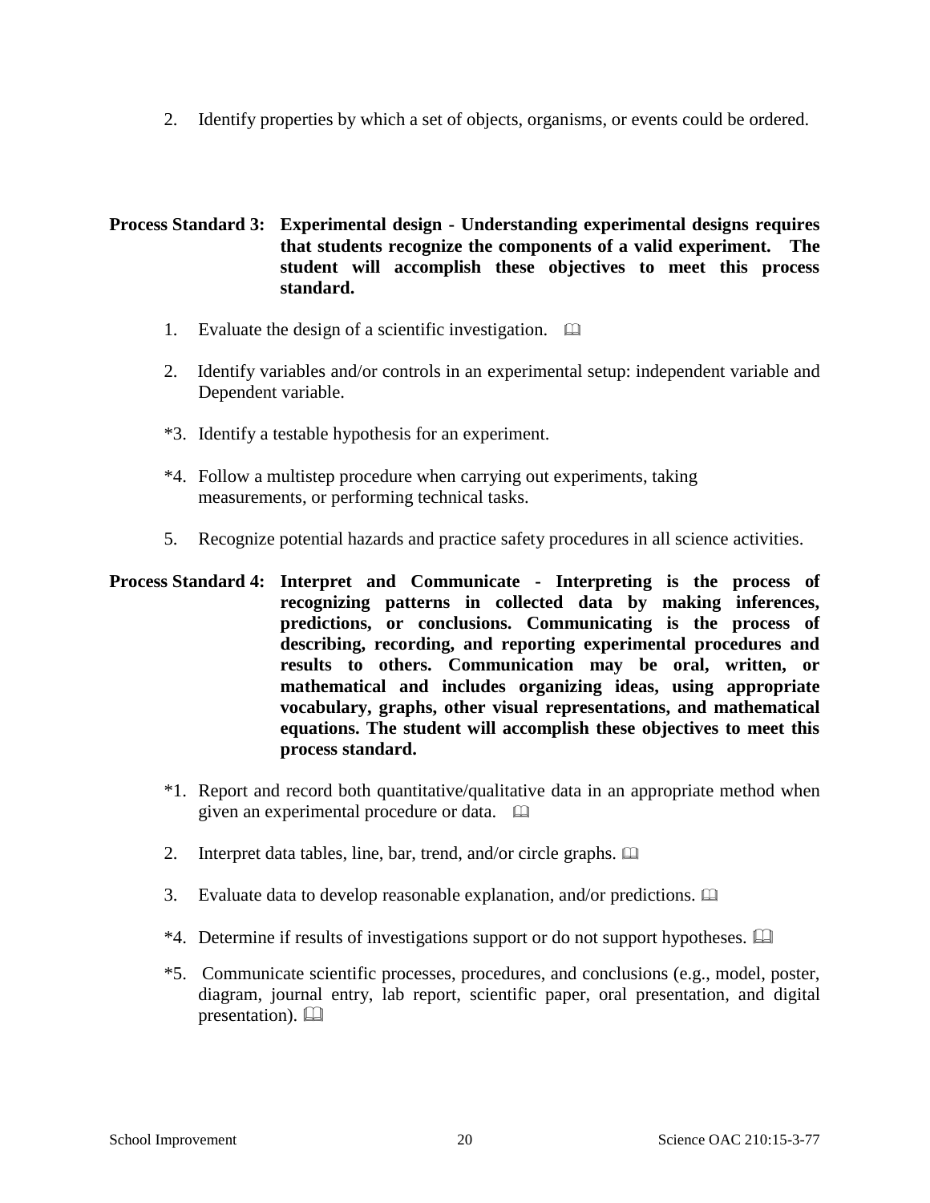2. Identify properties by which a set of objects, organisms, or events could be ordered.

**Process Standard 3: Experimental design - Understanding experimental designs requires that students recognize the components of a valid experiment. The student will accomplish these objectives to meet this process standard.**

1. Evaluate the design of a scientific investigation. 📖

2. Identify variables and/or controls in an experimental setup: independent variable and Dependent variable.

*3. Identify a testable hypothesis for an experiment.

*4. Follow a multistep procedure when carrying out experiments, taking measurements, or performing technical tasks.

5. Recognize potential hazards and practice safety procedures in all science activities.

**Process Standard 4: Interpret and Communicate - Interpreting is the process of recognizing patterns in collected data by making inferences, predictions, or conclusions. Communicating is the process of describing, recording, and reporting experimental procedures and results to others. Communication may be oral, written, or mathematical and includes organizing ideas, using appropriate vocabulary, graphs, other visual representations, and mathematical equations. The student will accomplish these objectives to meet this process standard.**

*1. Report and record both quantitative/qualitative data in an appropriate method when given an experimental procedure or data. 📖

2. Interpret data tables, line, bar, trend, and/or circle graphs. 📖

3. Evaluate data to develop reasonable explanation, and/or predictions. 📖

*4. Determine if results of investigations support or do not support hypotheses. 📖

*5. Communicate scientific processes, procedures, and conclusions (e.g., model, poster, diagram, journal entry, lab report, scientific paper, oral presentation, and digital presentation). 📖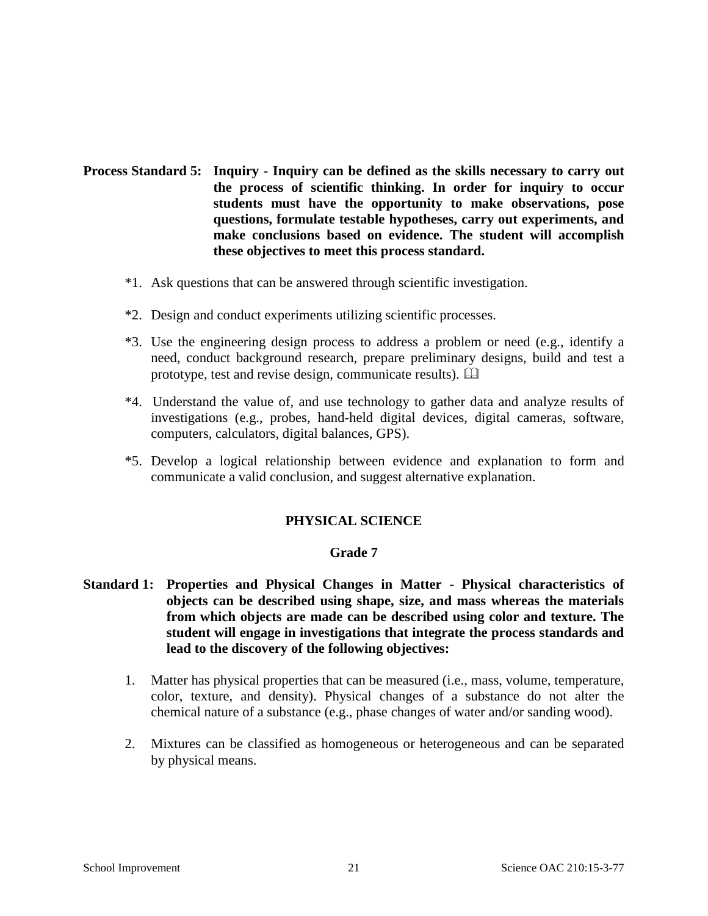**Process Standard 5: Inquiry - Inquiry can be defined as the skills necessary to carry out the process of scientific thinking. In order for inquiry to occur students must have the opportunity to make observations, pose questions, formulate testable hypotheses, carry out experiments, and make conclusions based on evidence. The student will accomplish these objectives to meet this process standard.**

*1. Ask questions that can be answered through scientific investigation.

*2. Design and conduct experiments utilizing scientific processes.

*3. Use the engineering design process to address a problem or need (e.g., identify a need, conduct background research, prepare preliminary designs, build and test a prototype, test and revise design, communicate results). 📖

*4. Understand the value of, and use technology to gather data and analyze results of investigations (e.g., probes, hand-held digital devices, digital cameras, software, computers, calculators, digital balances, GPS).

*5. Develop a logical relationship between evidence and explanation to form and communicate a valid conclusion, and suggest alternative explanation.

## PHYSICAL SCIENCE

### Grade 7

**Standard 1: Properties and Physical Changes in Matter - Physical characteristics of objects can be described using shape, size, and mass whereas the materials from which objects are made can be described using color and texture. The student will engage in investigations that integrate the process standards and lead to the discovery of the following objectives:**

1. Matter has physical properties that can be measured (i.e., mass, volume, temperature, color, texture, and density). Physical changes of a substance do not alter the chemical nature of a substance (e.g., phase changes of water and/or sanding wood).

2. Mixtures can be classified as homogeneous or heterogeneous and can be separated by physical means.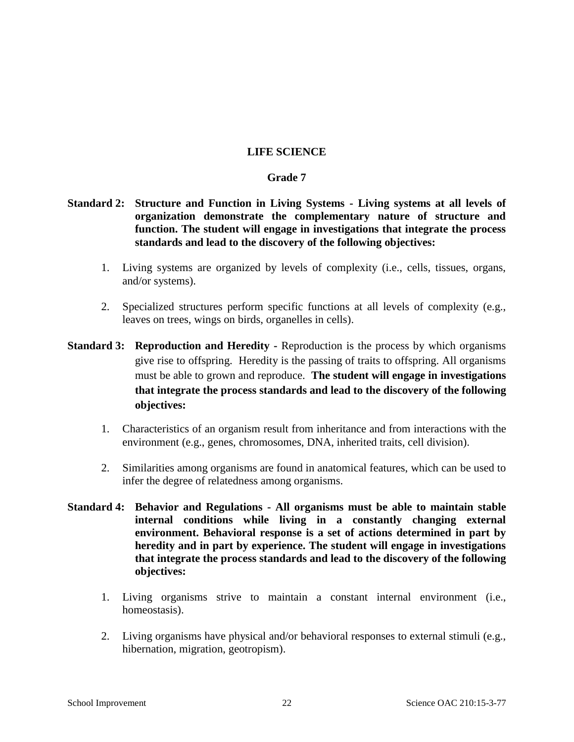# LIFE SCIENCE

## Grade 7

**Standard 2: Structure and Function in Living Systems - Living systems at all levels of organization demonstrate the complementary nature of structure and function. The student will engage in investigations that integrate the process standards and lead to the discovery of the following objectives:**

1. Living systems are organized by levels of complexity (i.e., cells, tissues, organs, and/or systems).
2. Specialized structures perform specific functions at all levels of complexity (e.g., leaves on trees, wings on birds, organelles in cells).

**Standard 3: Reproduction and Heredity -** Reproduction is the process by which organisms give rise to offspring. Heredity is the passing of traits to offspring. All organisms must be able to grown and reproduce. **The student will engage in investigations that integrate the process standards and lead to the discovery of the following objectives:**

1. Characteristics of an organism result from inheritance and from interactions with the environment (e.g., genes, chromosomes, DNA, inherited traits, cell division).
2. Similarities among organisms are found in anatomical features, which can be used to infer the degree of relatedness among organisms.

**Standard 4: Behavior and Regulations - All organisms must be able to maintain stable internal conditions while living in a constantly changing external environment. Behavioral response is a set of actions determined in part by heredity and in part by experience. The student will engage in investigations that integrate the process standards and lead to the discovery of the following objectives:**

1. Living organisms strive to maintain a constant internal environment (i.e., homeostasis).
2. Living organisms have physical and/or behavioral responses to external stimuli (e.g., hibernation, migration, geotropism).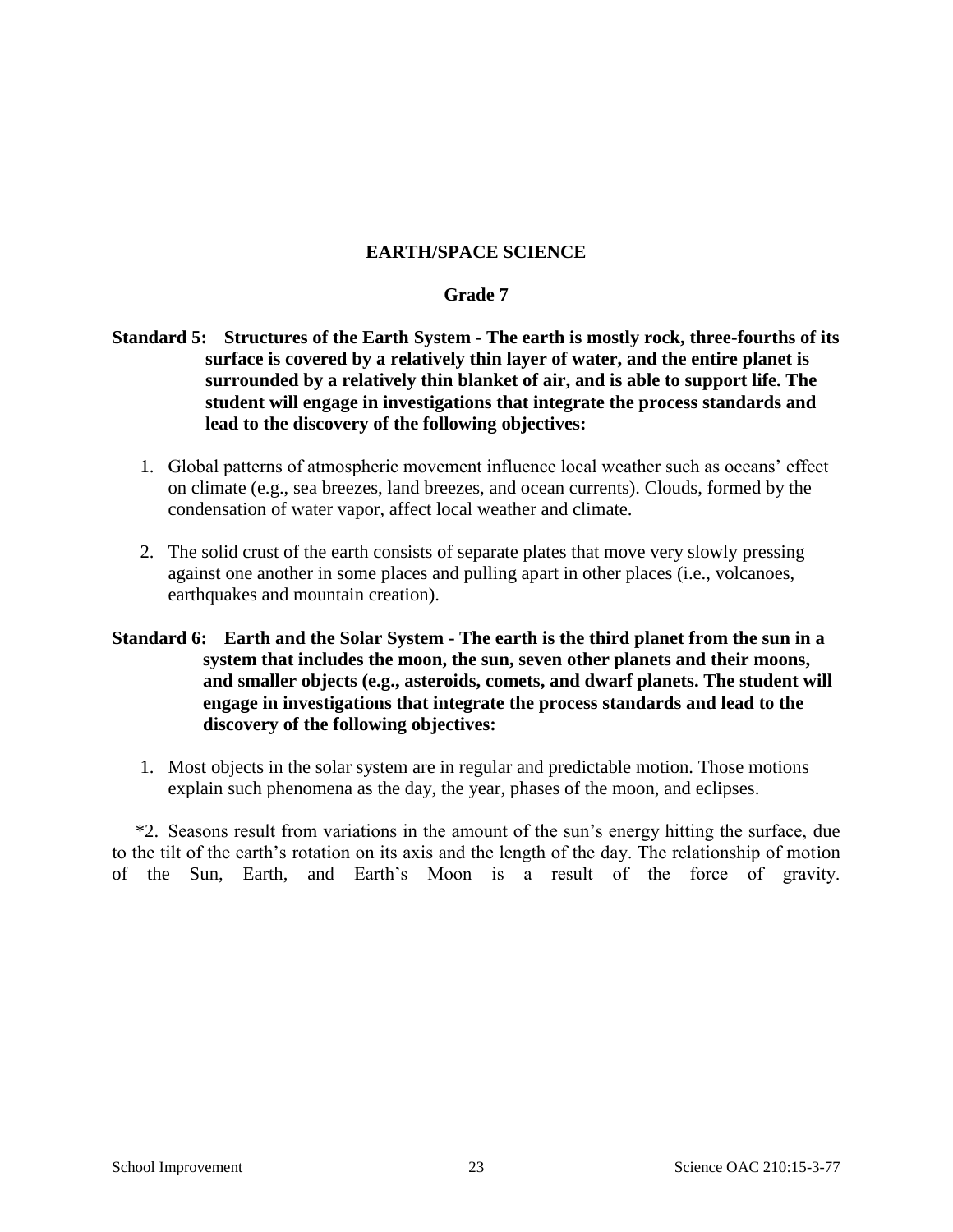## EARTH/SPACE SCIENCE

### Grade 7

**Standard 5: Structures of the Earth System - The earth is mostly rock, three-fourths of its surface is covered by a relatively thin layer of water, and the entire planet is surrounded by a relatively thin blanket of air, and is able to support life. The student will engage in investigations that integrate the process standards and lead to the discovery of the following objectives:**

1. Global patterns of atmospheric movement influence local weather such as oceans' effect on climate (e.g., sea breezes, land breezes, and ocean currents). Clouds, formed by the condensation of water vapor, affect local weather and climate.

2. The solid crust of the earth consists of separate plates that move very slowly pressing against one another in some places and pulling apart in other places (i.e., volcanoes, earthquakes and mountain creation).

**Standard 6: Earth and the Solar System - The earth is the third planet from the sun in a system that includes the moon, the sun, seven other planets and their moons, and smaller objects (e.g., asteroids, comets, and dwarf planets. The student will engage in investigations that integrate the process standards and lead to the discovery of the following objectives:**

1. Most objects in the solar system are in regular and predictable motion. Those motions explain such phenomena as the day, the year, phases of the moon, and eclipses.

*2. Seasons result from variations in the amount of the sun's energy hitting the surface, due to the tilt of the earth's rotation on its axis and the length of the day. The relationship of motion of the Sun, Earth, and Earth's Moon is a result of the force of gravity.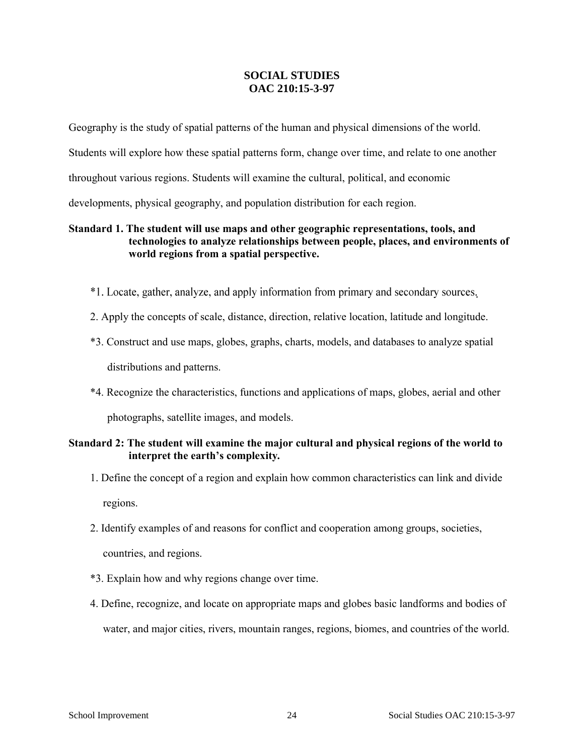# SOCIAL STUDIES
# OAC 210:15-3-97

Geography is the study of spatial patterns of the human and physical dimensions of the world. Students will explore how these spatial patterns form, change over time, and relate to one another throughout various regions. Students will examine the cultural, political, and economic developments, physical geography, and population distribution for each region.

**Standard 1. The student will use maps and other geographic representations, tools, and technologies to analyze relationships between people, places, and environments of world regions from a spatial perspective.**

*1. Locate, gather, analyze, and apply information from primary and secondary sources.

2. Apply the concepts of scale, distance, direction, relative location, latitude and longitude.

*3. Construct and use maps, globes, graphs, charts, models, and databases to analyze spatial distributions and patterns.

*4. Recognize the characteristics, functions and applications of maps, globes, aerial and other photographs, satellite images, and models.

**Standard 2: The student will examine the major cultural and physical regions of the world to interpret the earth's complexity.**

1. Define the concept of a region and explain how common characteristics can link and divide regions.

2. Identify examples of and reasons for conflict and cooperation among groups, societies, countries, and regions.

*3. Explain how and why regions change over time.

4. Define, recognize, and locate on appropriate maps and globes basic landforms and bodies of water, and major cities, rivers, mountain ranges, regions, biomes, and countries of the world.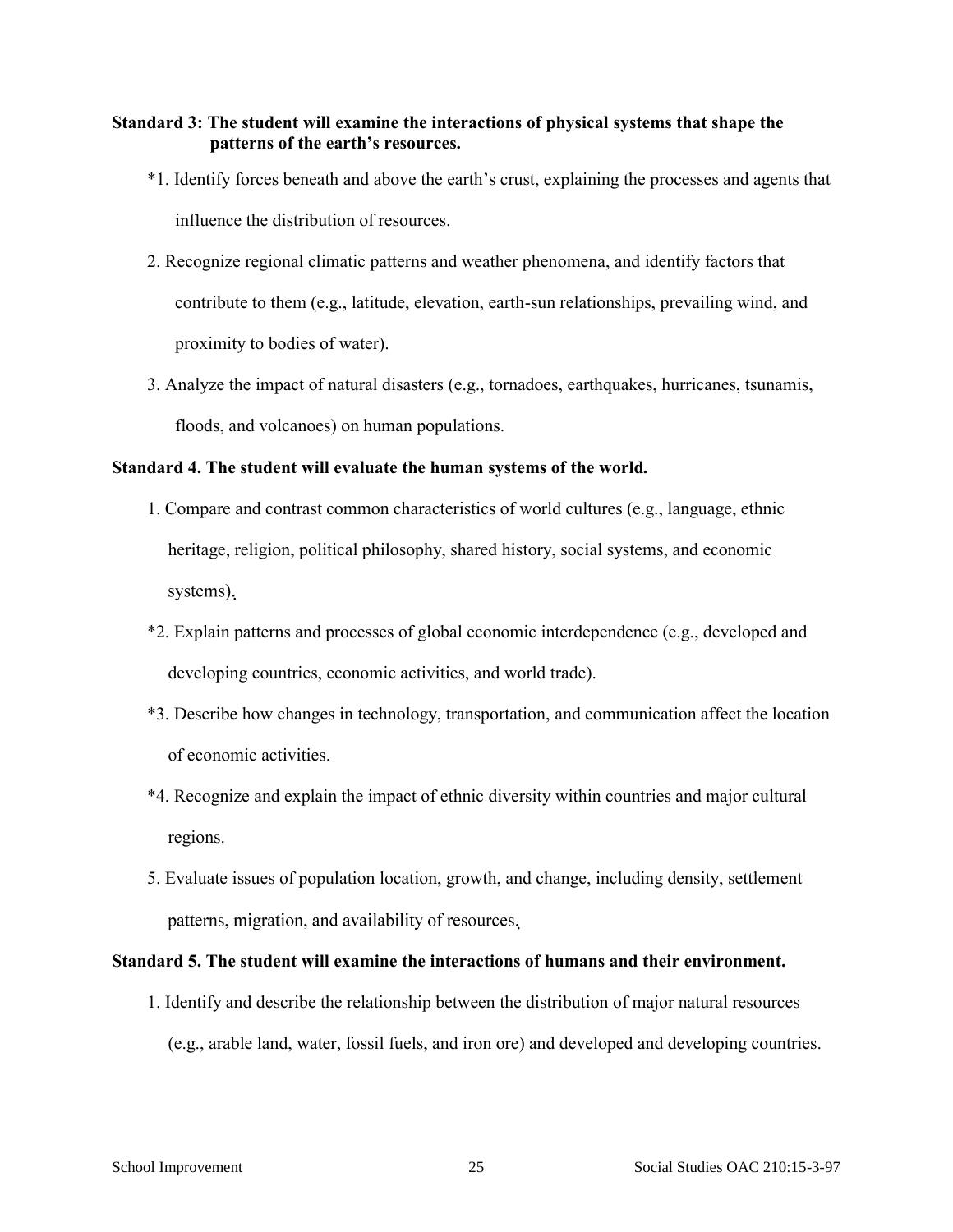**Standard 3: The student will examine the interactions of physical systems that shape the patterns of the earth's resources.**

*1. Identify forces beneath and above the earth's crust, explaining the processes and agents that influence the distribution of resources.

2. Recognize regional climatic patterns and weather phenomena, and identify factors that contribute to them (e.g., latitude, elevation, earth-sun relationships, prevailing wind, and proximity to bodies of water).

3. Analyze the impact of natural disasters (e.g., tornadoes, earthquakes, hurricanes, tsunamis, floods, and volcanoes) on human populations.

**Standard 4. The student will evaluate the human systems of the world.**

1. Compare and contrast common characteristics of world cultures (e.g., language, ethnic heritage, religion, political philosophy, shared history, social systems, and economic systems).

*2. Explain patterns and processes of global economic interdependence (e.g., developed and developing countries, economic activities, and world trade).

*3. Describe how changes in technology, transportation, and communication affect the location of economic activities.

*4. Recognize and explain the impact of ethnic diversity within countries and major cultural regions.

5. Evaluate issues of population location, growth, and change, including density, settlement patterns, migration, and availability of resources.

**Standard 5. The student will examine the interactions of humans and their environment.**

1. Identify and describe the relationship between the distribution of major natural resources (e.g., arable land, water, fossil fuels, and iron ore) and developed and developing countries.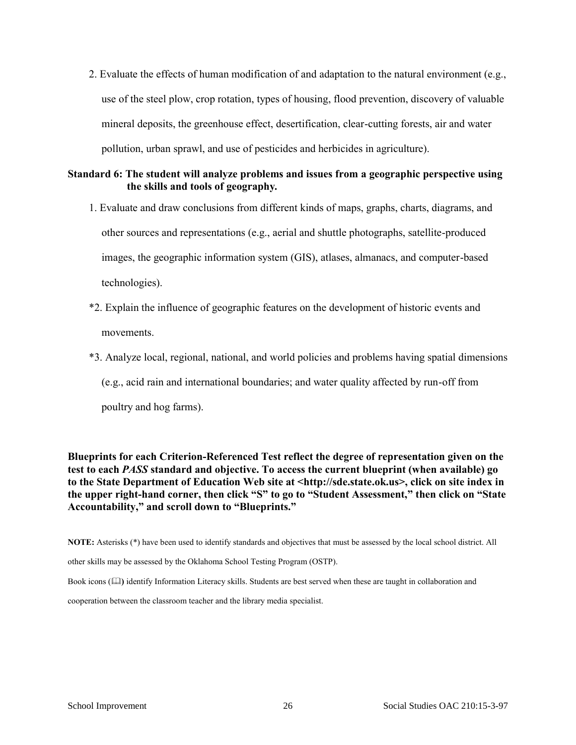2. Evaluate the effects of human modification of and adaptation to the natural environment (e.g., use of the steel plow, crop rotation, types of housing, flood prevention, discovery of valuable mineral deposits, the greenhouse effect, desertification, clear-cutting forests, air and water pollution, urban sprawl, and use of pesticides and herbicides in agriculture).

**Standard 6: The student will analyze problems and issues from a geographic perspective using the skills and tools of geography.**

1. Evaluate and draw conclusions from different kinds of maps, graphs, charts, diagrams, and other sources and representations (e.g., aerial and shuttle photographs, satellite-produced images, the geographic information system (GIS), atlases, almanacs, and computer-based technologies).

*2. Explain the influence of geographic features on the development of historic events and movements.

*3. Analyze local, regional, national, and world policies and problems having spatial dimensions (e.g., acid rain and international boundaries; and water quality affected by run-off from poultry and hog farms).

**Blueprints for each Criterion-Referenced Test reflect the degree of representation given on the test to each *PASS* standard and objective. To access the current blueprint (when available) go to the State Department of Education Web site at <http://sde.state.ok.us>, click on site index in the upper right-hand corner, then click "S" to go to "Student Assessment," then click on "State Accountability," and scroll down to "Blueprints."**

**NOTE:** Asterisks (*) have been used to identify standards and objectives that must be assessed by the local school district. All other skills may be assessed by the Oklahoma School Testing Program (OSTP).

Book icons (📖) identify Information Literacy skills. Students are best served when these are taught in collaboration and cooperation between the classroom teacher and the library media specialist.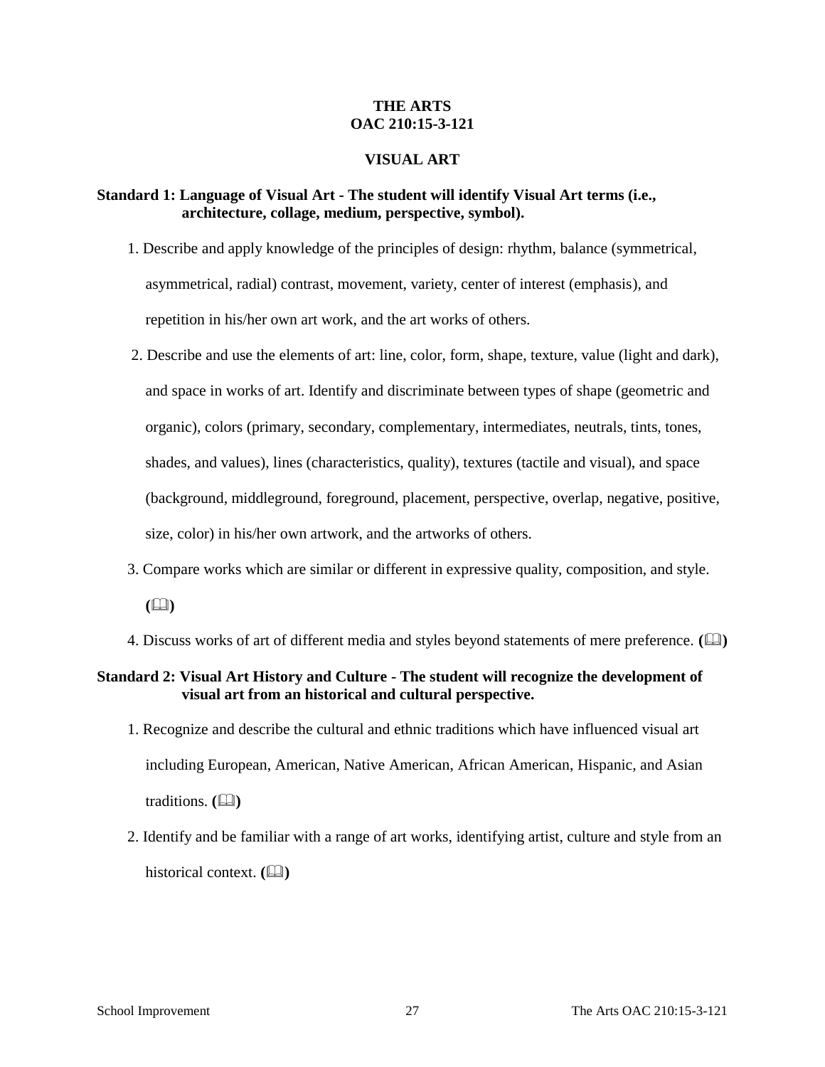**THE ARTS**
**OAC 210:15-3-121**

**VISUAL ART**

**Standard 1: Language of Visual Art - The student will identify Visual Art terms (i.e., architecture, collage, medium, perspective, symbol).**

1. Describe and apply knowledge of the principles of design: rhythm, balance (symmetrical, asymmetrical, radial) contrast, movement, variety, center of interest (emphasis), and repetition in his/her own art work, and the art works of others.
2. Describe and use the elements of art: line, color, form, shape, texture, value (light and dark), and space in works of art. Identify and discriminate between types of shape (geometric and organic), colors (primary, secondary, complementary, intermediates, neutrals, tints, tones, shades, and values), lines (characteristics, quality), textures (tactile and visual), and space (background, middleground, foreground, placement, perspective, overlap, negative, positive, size, color) in his/her own artwork, and the artworks of others.
3. Compare works which are similar or different in expressive quality, composition, and style. **(📖)**
4. Discuss works of art of different media and styles beyond statements of mere preference. **(📖)**

**Standard 2: Visual Art History and Culture - The student will recognize the development of visual art from an historical and cultural perspective.**

1. Recognize and describe the cultural and ethnic traditions which have influenced visual art including European, American, Native American, African American, Hispanic, and Asian traditions. **(📖)**
2. Identify and be familiar with a range of art works, identifying artist, culture and style from an historical context. **(📖)**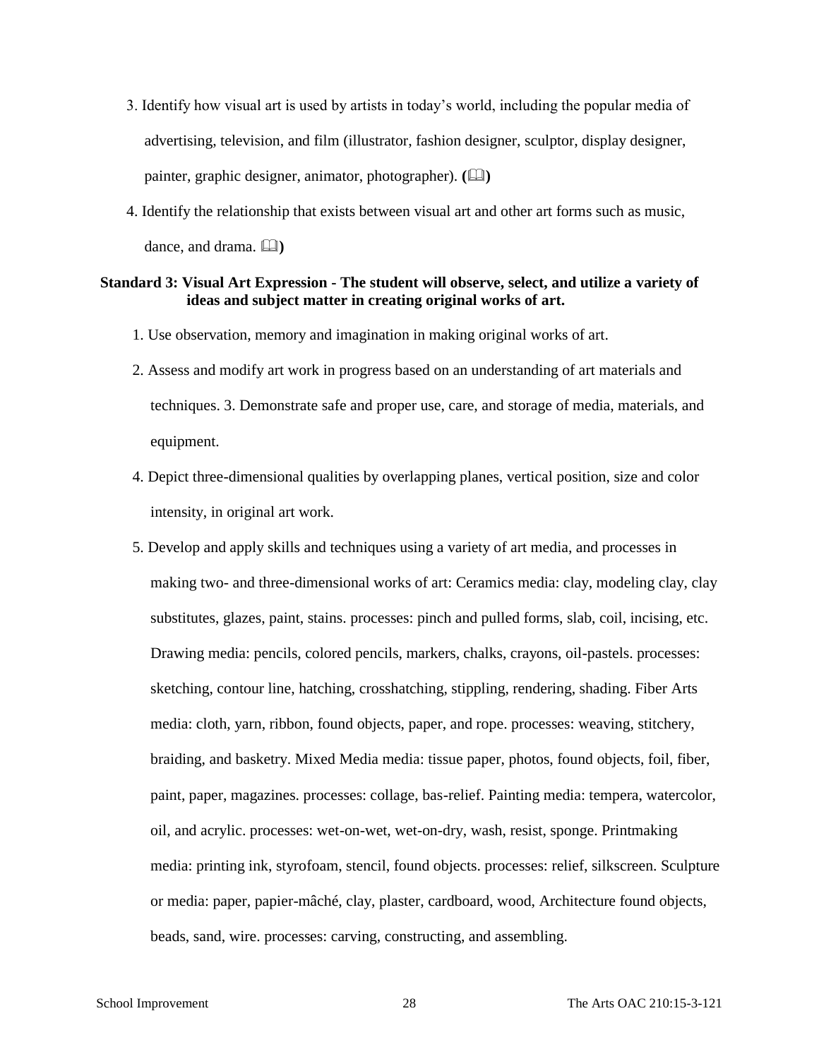3. Identify how visual art is used by artists in today's world, including the popular media of advertising, television, and film (illustrator, fashion designer, sculptor, display designer, painter, graphic designer, animator, photographer). **(📖)**
4. Identify the relationship that exists between visual art and other art forms such as music, dance, and drama. 📖**)**

**Standard 3: Visual Art Expression - The student will observe, select, and utilize a variety of ideas and subject matter in creating original works of art.**

1. Use observation, memory and imagination in making original works of art.
2. Assess and modify art work in progress based on an understanding of art materials and techniques. 3. Demonstrate safe and proper use, care, and storage of media, materials, and equipment.
4. Depict three-dimensional qualities by overlapping planes, vertical position, size and color intensity, in original art work.
5. Develop and apply skills and techniques using a variety of art media, and processes in making two- and three-dimensional works of art: Ceramics media: clay, modeling clay, clay substitutes, glazes, paint, stains. processes: pinch and pulled forms, slab, coil, incising, etc. Drawing media: pencils, colored pencils, markers, chalks, crayons, oil-pastels. processes: sketching, contour line, hatching, crosshatching, stippling, rendering, shading. Fiber Arts media: cloth, yarn, ribbon, found objects, paper, and rope. processes: weaving, stitchery, braiding, and basketry. Mixed Media media: tissue paper, photos, found objects, foil, fiber, paint, paper, magazines. processes: collage, bas-relief. Painting media: tempera, watercolor, oil, and acrylic. processes: wet-on-wet, wet-on-dry, wash, resist, sponge. Printmaking media: printing ink, styrofoam, stencil, found objects. processes: relief, silkscreen. Sculpture or media: paper, papier-mâché, clay, plaster, cardboard, wood, Architecture found objects, beads, sand, wire. processes: carving, constructing, and assembling.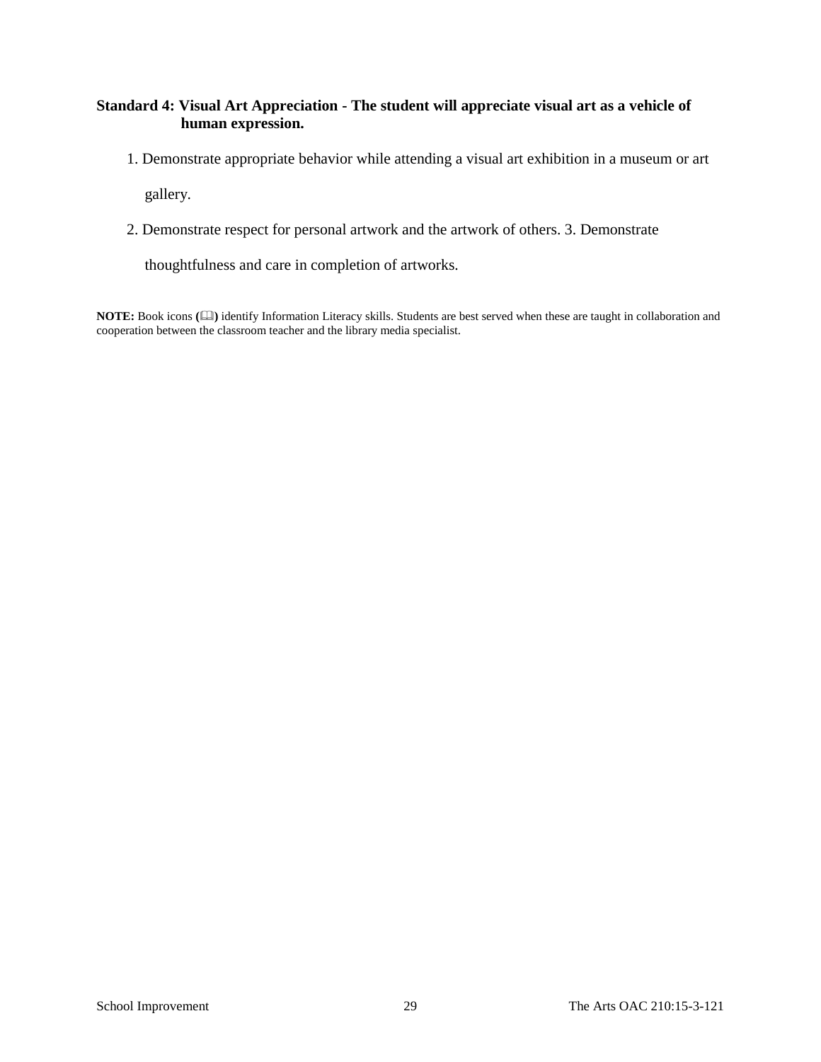**Standard 4: Visual Art Appreciation - The student will appreciate visual art as a vehicle of human expression.**

1. Demonstrate appropriate behavior while attending a visual art exhibition in a museum or art gallery.
2. Demonstrate respect for personal artwork and the artwork of others. 3. Demonstrate thoughtfulness and care in completion of artworks.

**NOTE:** Book icons (🕮) identify Information Literacy skills. Students are best served when these are taught in collaboration and cooperation between the classroom teacher and the library media specialist.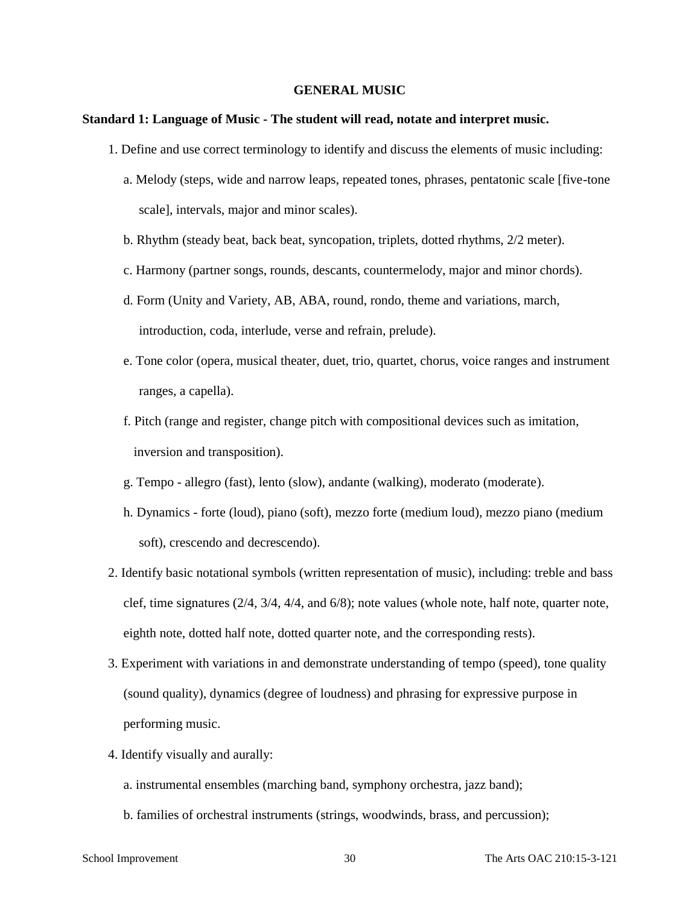## GENERAL MUSIC

**Standard 1: Language of Music - The student will read, notate and interpret music.**

1. Define and use correct terminology to identify and discuss the elements of music including:
   a. Melody (steps, wide and narrow leaps, repeated tones, phrases, pentatonic scale [five-tone scale], intervals, major and minor scales).
   b. Rhythm (steady beat, back beat, syncopation, triplets, dotted rhythms, 2/2 meter).
   c. Harmony (partner songs, rounds, descants, countermelody, major and minor chords).
   d. Form (Unity and Variety, AB, ABA, round, rondo, theme and variations, march, introduction, coda, interlude, verse and refrain, prelude).
   e. Tone color (opera, musical theater, duet, trio, quartet, chorus, voice ranges and instrument ranges, a capella).
   f. Pitch (range and register, change pitch with compositional devices such as imitation, inversion and transposition).
   g. Tempo - allegro (fast), lento (slow), andante (walking), moderato (moderate).
   h. Dynamics - forte (loud), piano (soft), mezzo forte (medium loud), mezzo piano (medium soft), crescendo and decrescendo).
2. Identify basic notational symbols (written representation of music), including: treble and bass clef, time signatures (2/4, 3/4, 4/4, and 6/8); note values (whole note, half note, quarter note, eighth note, dotted half note, dotted quarter note, and the corresponding rests).
3. Experiment with variations in and demonstrate understanding of tempo (speed), tone quality (sound quality), dynamics (degree of loudness) and phrasing for expressive purpose in performing music.
4. Identify visually and aurally:
   a. instrumental ensembles (marching band, symphony orchestra, jazz band);
   b. families of orchestral instruments (strings, woodwinds, brass, and percussion);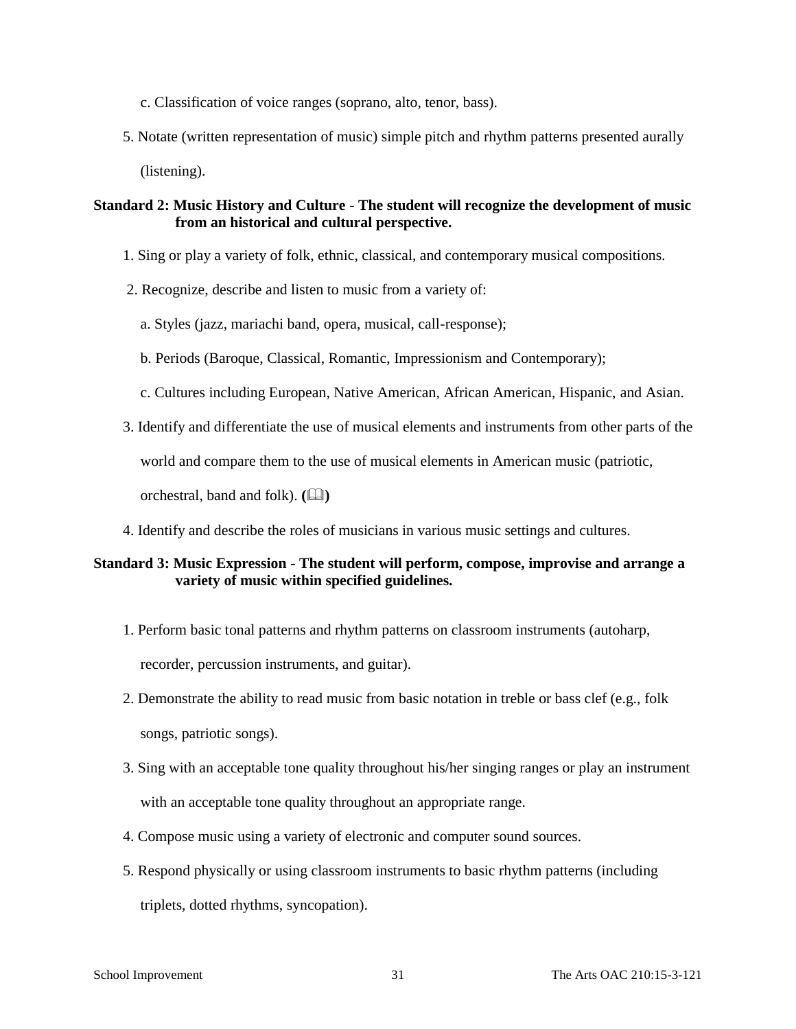c. Classification of voice ranges (soprano, alto, tenor, bass).

5. Notate (written representation of music) simple pitch and rhythm patterns presented aurally (listening).

**Standard 2: Music History and Culture - The student will recognize the development of music from an historical and cultural perspective.**

1. Sing or play a variety of folk, ethnic, classical, and contemporary musical compositions.
2. Recognize, describe and listen to music from a variety of:
   a. Styles (jazz, mariachi band, opera, musical, call-response);
   b. Periods (Baroque, Classical, Romantic, Impressionism and Contemporary);
   c. Cultures including European, Native American, African American, Hispanic, and Asian.
3. Identify and differentiate the use of musical elements and instruments from other parts of the world and compare them to the use of musical elements in American music (patriotic, orchestral, band and folk). **(🕮)**
4. Identify and describe the roles of musicians in various music settings and cultures.

**Standard 3: Music Expression - The student will perform, compose, improvise and arrange a variety of music within specified guidelines.**

1. Perform basic tonal patterns and rhythm patterns on classroom instruments (autoharp, recorder, percussion instruments, and guitar).
2. Demonstrate the ability to read music from basic notation in treble or bass clef (e.g., folk songs, patriotic songs).
3. Sing with an acceptable tone quality throughout his/her singing ranges or play an instrument with an acceptable tone quality throughout an appropriate range.
4. Compose music using a variety of electronic and computer sound sources.
5. Respond physically or using classroom instruments to basic rhythm patterns (including triplets, dotted rhythms, syncopation).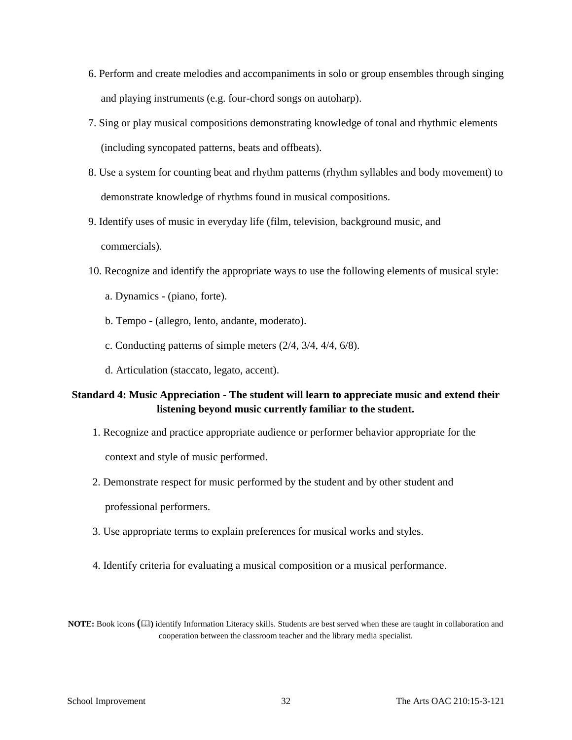6. Perform and create melodies and accompaniments in solo or group ensembles through singing and playing instruments (e.g. four-chord songs on autoharp).
7. Sing or play musical compositions demonstrating knowledge of tonal and rhythmic elements (including syncopated patterns, beats and offbeats).
8. Use a system for counting beat and rhythm patterns (rhythm syllables and body movement) to demonstrate knowledge of rhythms found in musical compositions.
9. Identify uses of music in everyday life (film, television, background music, and commercials).
10. Recognize and identify the appropriate ways to use the following elements of musical style:
    a. Dynamics - (piano, forte).
    b. Tempo - (allegro, lento, andante, moderato).
    c. Conducting patterns of simple meters (2/4, 3/4, 4/4, 6/8).
    d. Articulation (staccato, legato, accent).

**Standard 4: Music Appreciation - The student will learn to appreciate music and extend their listening beyond music currently familiar to the student.**

1. Recognize and practice appropriate audience or performer behavior appropriate for the context and style of music performed.
2. Demonstrate respect for music performed by the student and by other student and professional performers.
3. Use appropriate terms to explain preferences for musical works and styles.
4. Identify criteria for evaluating a musical composition or a musical performance.

**NOTE:** Book icons (📖) identify Information Literacy skills. Students are best served when these are taught in collaboration and cooperation between the classroom teacher and the library media specialist.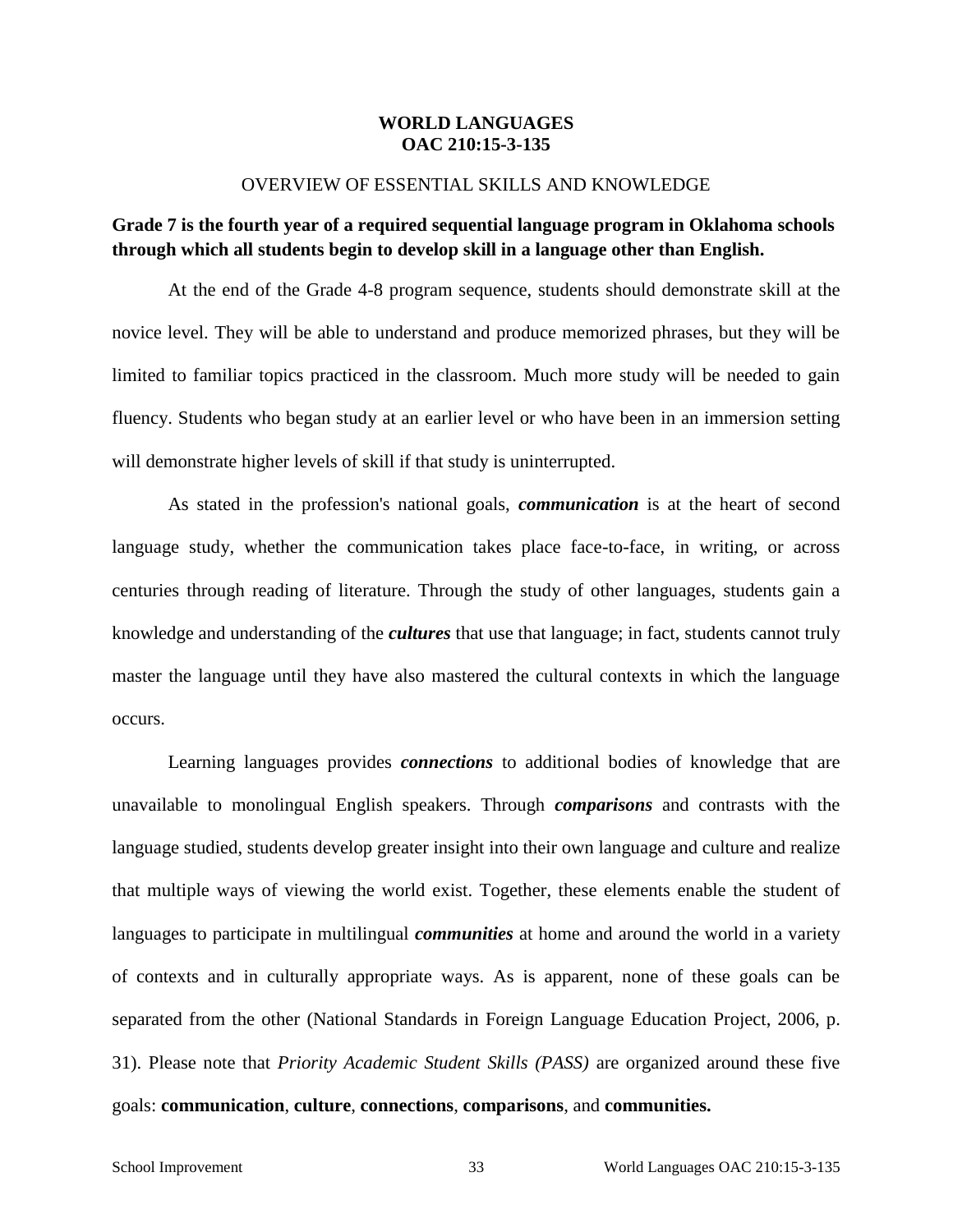# WORLD LANGUAGES
# OAC 210:15-3-135

## OVERVIEW OF ESSENTIAL SKILLS AND KNOWLEDGE

**Grade 7 is the fourth year of a required sequential language program in Oklahoma schools through which all students begin to develop skill in a language other than English.**

At the end of the Grade 4-8 program sequence, students should demonstrate skill at the novice level. They will be able to understand and produce memorized phrases, but they will be limited to familiar topics practiced in the classroom. Much more study will be needed to gain fluency. Students who began study at an earlier level or who have been in an immersion setting will demonstrate higher levels of skill if that study is uninterrupted.

As stated in the profession's national goals, ***communication*** is at the heart of second language study, whether the communication takes place face-to-face, in writing, or across centuries through reading of literature. Through the study of other languages, students gain a knowledge and understanding of the ***cultures*** that use that language; in fact, students cannot truly master the language until they have also mastered the cultural contexts in which the language occurs.

Learning languages provides ***connections*** to additional bodies of knowledge that are unavailable to monolingual English speakers. Through ***comparisons*** and contrasts with the language studied, students develop greater insight into their own language and culture and realize that multiple ways of viewing the world exist. Together, these elements enable the student of languages to participate in multilingual ***communities*** at home and around the world in a variety of contexts and in culturally appropriate ways. As is apparent, none of these goals can be separated from the other (National Standards in Foreign Language Education Project, 2006, p. 31). Please note that *Priority Academic Student Skills (PASS)* are organized around these five goals: **communication**, **culture**, **connections**, **comparisons**, and **communities.**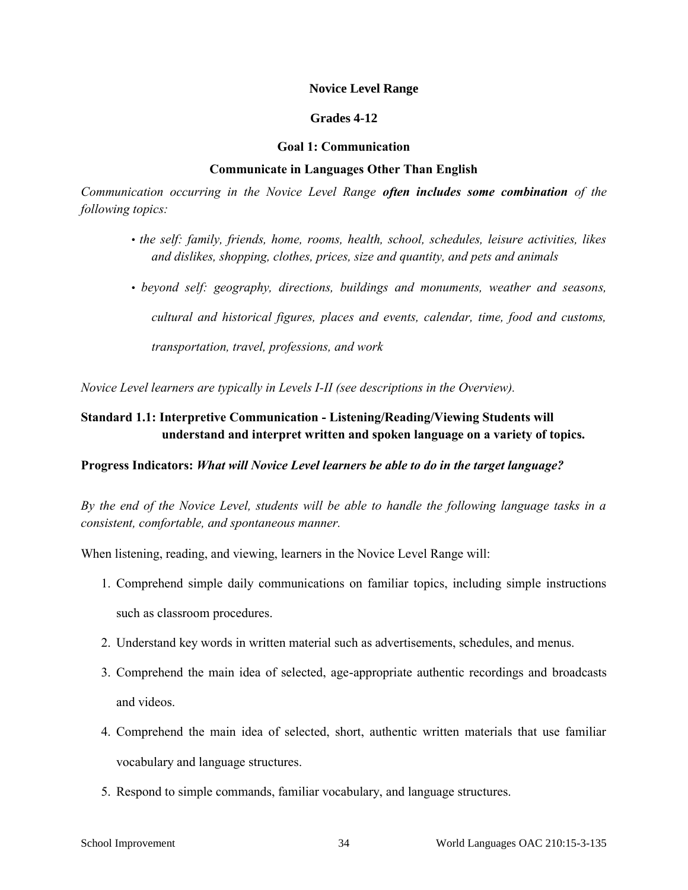**Novice Level Range**

**Grades 4-12**

**Goal 1: Communication**

**Communicate in Languages Other Than English**

*Communication occurring in the Novice Level Range **often includes some combination** of the following topics:*

- *the self: family, friends, home, rooms, health, school, schedules, leisure activities, likes and dislikes, shopping, clothes, prices, size and quantity, and pets and animals*
- *beyond self: geography, directions, buildings and monuments, weather and seasons, cultural and historical figures, places and events, calendar, time, food and customs, transportation, travel, professions, and work*

*Novice Level learners are typically in Levels I-II (see descriptions in the Overview).*

**Standard 1.1: Interpretive Communication - Listening/Reading/Viewing Students will understand and interpret written and spoken language on a variety of topics.**

**Progress Indicators: *What will Novice Level learners be able to do in the target language?***

*By the end of the Novice Level, students will be able to handle the following language tasks in a consistent, comfortable, and spontaneous manner.*

When listening, reading, and viewing, learners in the Novice Level Range will:

1. Comprehend simple daily communications on familiar topics, including simple instructions such as classroom procedures.
2. Understand key words in written material such as advertisements, schedules, and menus.
3. Comprehend the main idea of selected, age-appropriate authentic recordings and broadcasts and videos.
4. Comprehend the main idea of selected, short, authentic written materials that use familiar vocabulary and language structures.
5. Respond to simple commands, familiar vocabulary, and language structures.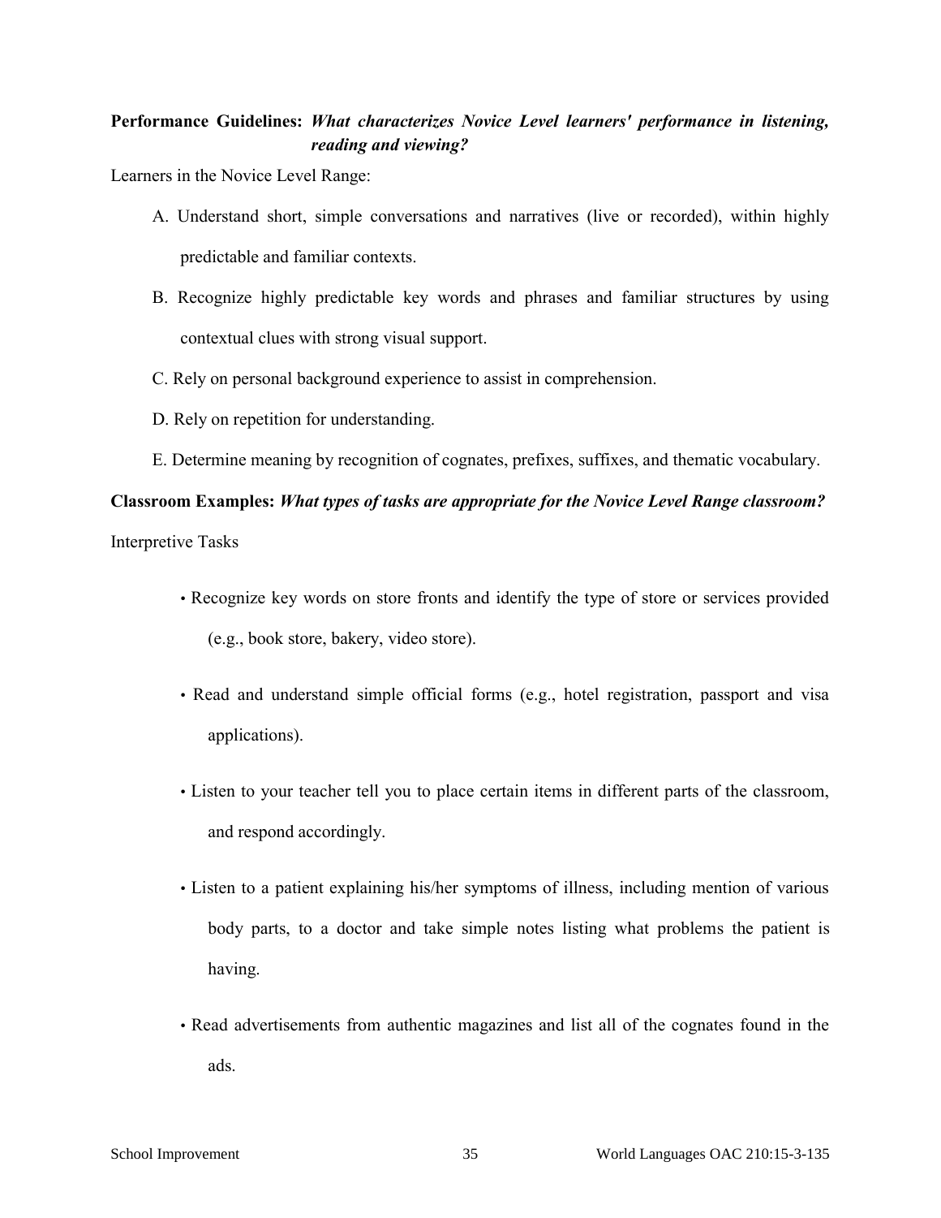**Performance Guidelines:** ***What characterizes Novice Level learners' performance in listening, reading and viewing?***

Learners in the Novice Level Range:

A. Understand short, simple conversations and narratives (live or recorded), within highly predictable and familiar contexts.

B. Recognize highly predictable key words and phrases and familiar structures by using contextual clues with strong visual support.

C. Rely on personal background experience to assist in comprehension.

D. Rely on repetition for understanding.

E. Determine meaning by recognition of cognates, prefixes, suffixes, and thematic vocabulary.

**Classroom Examples:** ***What types of tasks are appropriate for the Novice Level Range classroom?***

Interpretive Tasks

- Recognize key words on store fronts and identify the type of store or services provided (e.g., book store, bakery, video store).
- Read and understand simple official forms (e.g., hotel registration, passport and visa applications).
- Listen to your teacher tell you to place certain items in different parts of the classroom, and respond accordingly.
- Listen to a patient explaining his/her symptoms of illness, including mention of various body parts, to a doctor and take simple notes listing what problems the patient is having.
- Read advertisements from authentic magazines and list all of the cognates found in the ads.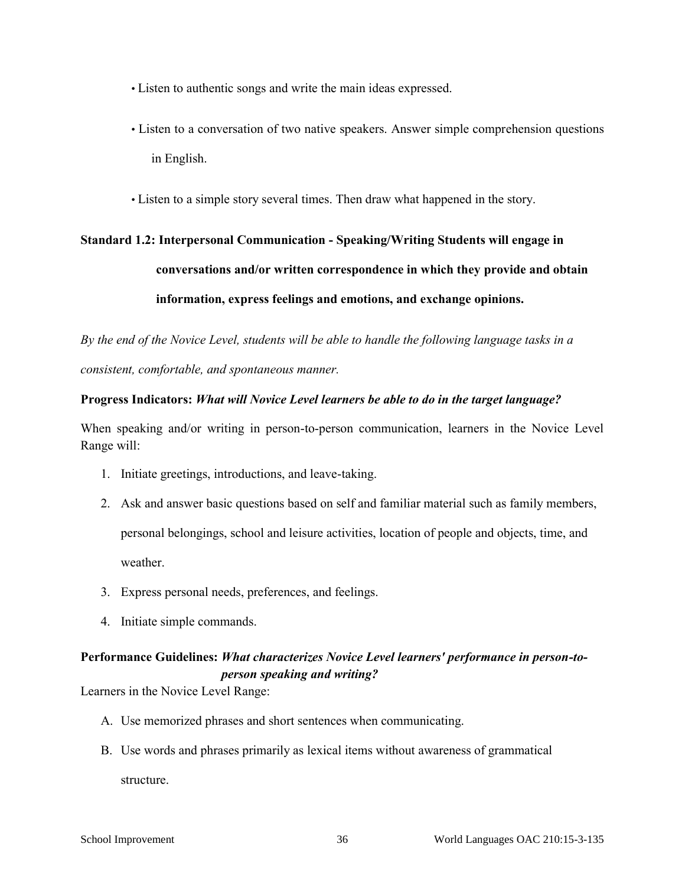- Listen to authentic songs and write the main ideas expressed.
- Listen to a conversation of two native speakers. Answer simple comprehension questions in English.
- Listen to a simple story several times. Then draw what happened in the story.

**Standard 1.2: Interpersonal Communication - Speaking/Writing Students will engage in conversations and/or written correspondence in which they provide and obtain information, express feelings and emotions, and exchange opinions.**

*By the end of the Novice Level, students will be able to handle the following language tasks in a consistent, comfortable, and spontaneous manner.*

**Progress Indicators:** ***What will Novice Level learners be able to do in the target language?***

When speaking and/or writing in person-to-person communication, learners in the Novice Level Range will:

1. Initiate greetings, introductions, and leave-taking.
2. Ask and answer basic questions based on self and familiar material such as family members, personal belongings, school and leisure activities, location of people and objects, time, and weather.
3. Express personal needs, preferences, and feelings.
4. Initiate simple commands.

**Performance Guidelines:** ***What characterizes Novice Level learners' performance in person-to-person speaking and writing?***

Learners in the Novice Level Range:

A. Use memorized phrases and short sentences when communicating.

B. Use words and phrases primarily as lexical items without awareness of grammatical structure.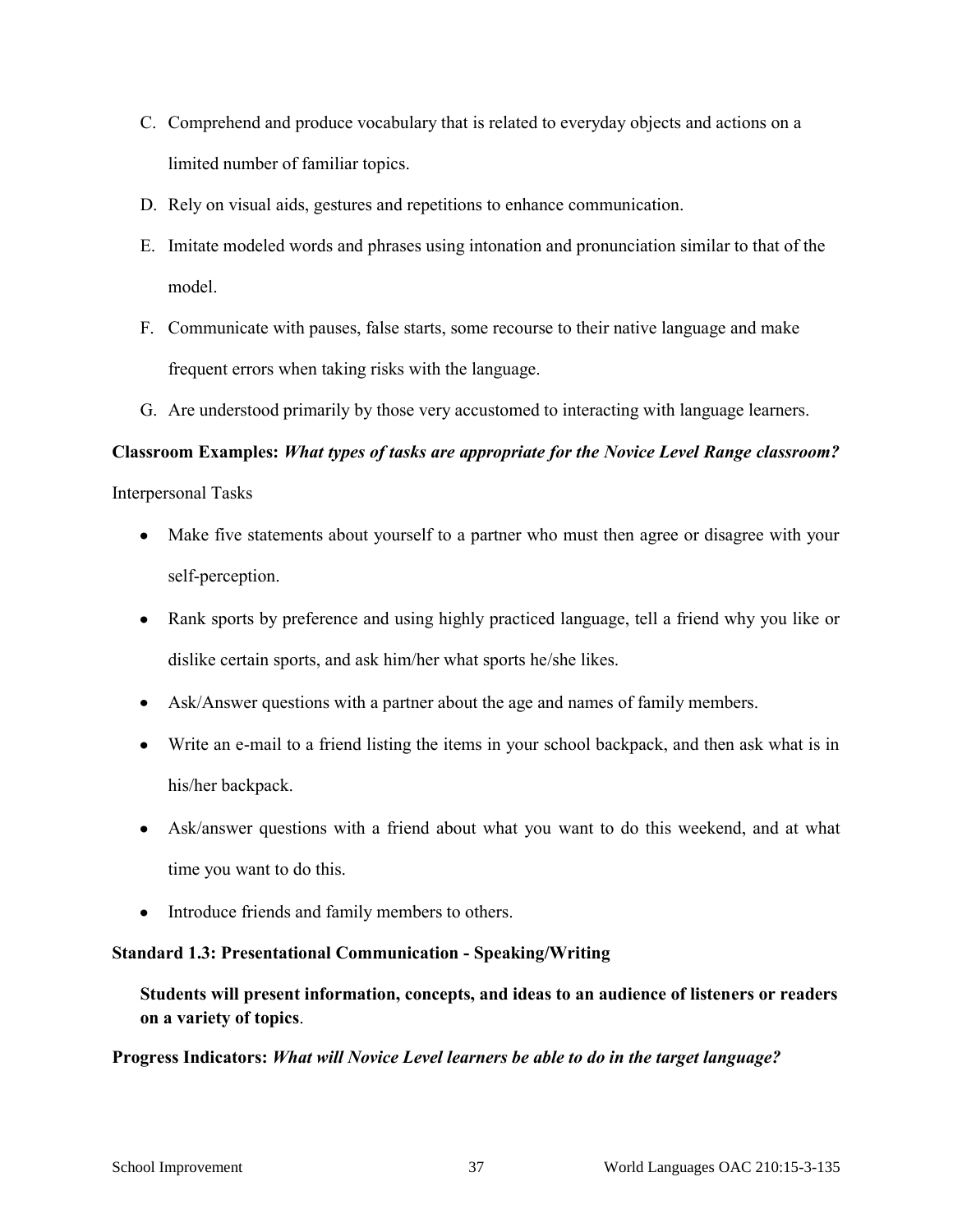C. Comprehend and produce vocabulary that is related to everyday objects and actions on a limited number of familiar topics.
D. Rely on visual aids, gestures and repetitions to enhance communication.
E. Imitate modeled words and phrases using intonation and pronunciation similar to that of the model.
F. Communicate with pauses, false starts, some recourse to their native language and make frequent errors when taking risks with the language.
G. Are understood primarily by those very accustomed to interacting with language learners.

**Classroom Examples:** ***What types of tasks are appropriate for the Novice Level Range classroom?***

Interpersonal Tasks

- Make five statements about yourself to a partner who must then agree or disagree with your self-perception.
- Rank sports by preference and using highly practiced language, tell a friend why you like or dislike certain sports, and ask him/her what sports he/she likes.
- Ask/Answer questions with a partner about the age and names of family members.
- Write an e-mail to a friend listing the items in your school backpack, and then ask what is in his/her backpack.
- Ask/answer questions with a friend about what you want to do this weekend, and at what time you want to do this.
- Introduce friends and family members to others.

**Standard 1.3: Presentational Communication - Speaking/Writing**

> **Students will present information, concepts, and ideas to an audience of listeners or readers on a variety of topics**.

**Progress Indicators:** ***What will Novice Level learners be able to do in the target language?***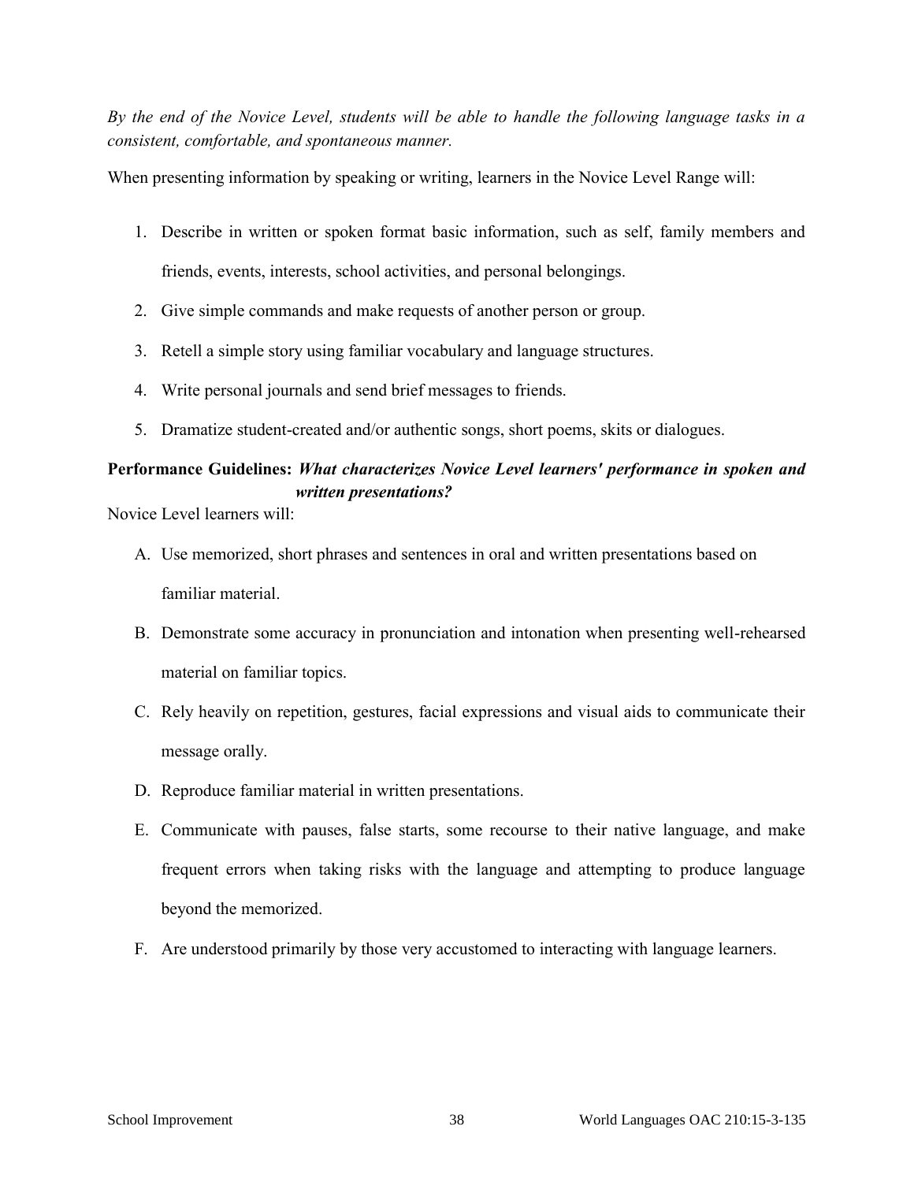*By the end of the Novice Level, students will be able to handle the following language tasks in a consistent, comfortable, and spontaneous manner.*

When presenting information by speaking or writing, learners in the Novice Level Range will:

1. Describe in written or spoken format basic information, such as self, family members and friends, events, interests, school activities, and personal belongings.
2. Give simple commands and make requests of another person or group.
3. Retell a simple story using familiar vocabulary and language structures.
4. Write personal journals and send brief messages to friends.
5. Dramatize student-created and/or authentic songs, short poems, skits or dialogues.

**Performance Guidelines:** ***What characterizes Novice Level learners' performance in spoken and written presentations?***

Novice Level learners will:

A. Use memorized, short phrases and sentences in oral and written presentations based on familiar material.

B. Demonstrate some accuracy in pronunciation and intonation when presenting well-rehearsed material on familiar topics.

C. Rely heavily on repetition, gestures, facial expressions and visual aids to communicate their message orally.

D. Reproduce familiar material in written presentations.

E. Communicate with pauses, false starts, some recourse to their native language, and make frequent errors when taking risks with the language and attempting to produce language beyond the memorized.

F. Are understood primarily by those very accustomed to interacting with language learners.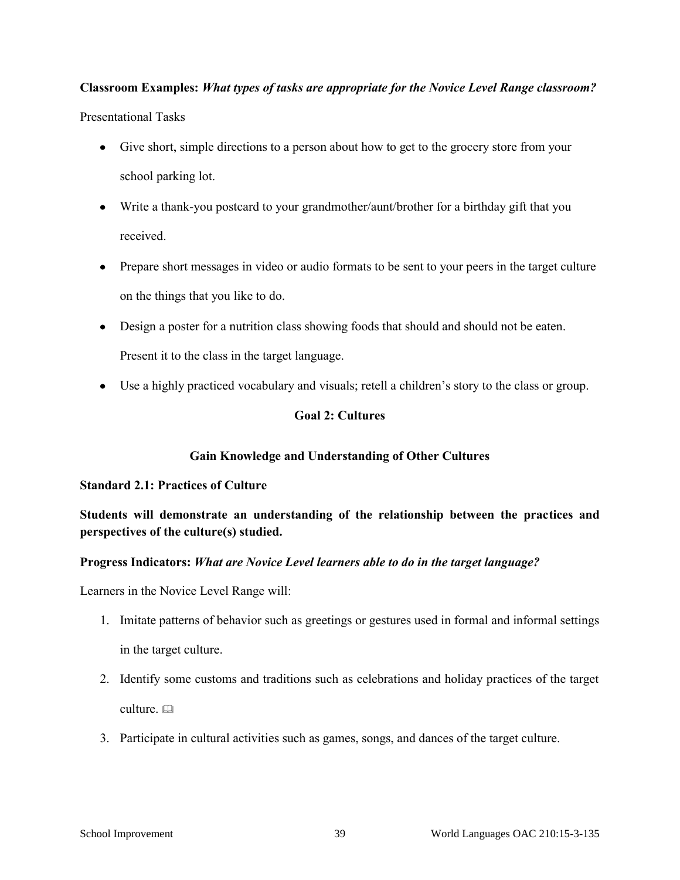**Classroom Examples:** ***What types of tasks are appropriate for the Novice Level Range classroom?***

Presentational Tasks

- Give short, simple directions to a person about how to get to the grocery store from your school parking lot.
- Write a thank-you postcard to your grandmother/aunt/brother for a birthday gift that you received.
- Prepare short messages in video or audio formats to be sent to your peers in the target culture on the things that you like to do.
- Design a poster for a nutrition class showing foods that should and should not be eaten. Present it to the class in the target language.
- Use a highly practiced vocabulary and visuals; retell a children's story to the class or group.

## Goal 2: Cultures

### Gain Knowledge and Understanding of Other Cultures

**Standard 2.1: Practices of Culture**

**Students will demonstrate an understanding of the relationship between the practices and perspectives of the culture(s) studied.**

**Progress Indicators:** ***What are Novice Level learners able to do in the target language?***

Learners in the Novice Level Range will:

1. Imitate patterns of behavior such as greetings or gestures used in formal and informal settings in the target culture.
2. Identify some customs and traditions such as celebrations and holiday practices of the target culture. 🕮
3. Participate in cultural activities such as games, songs, and dances of the target culture.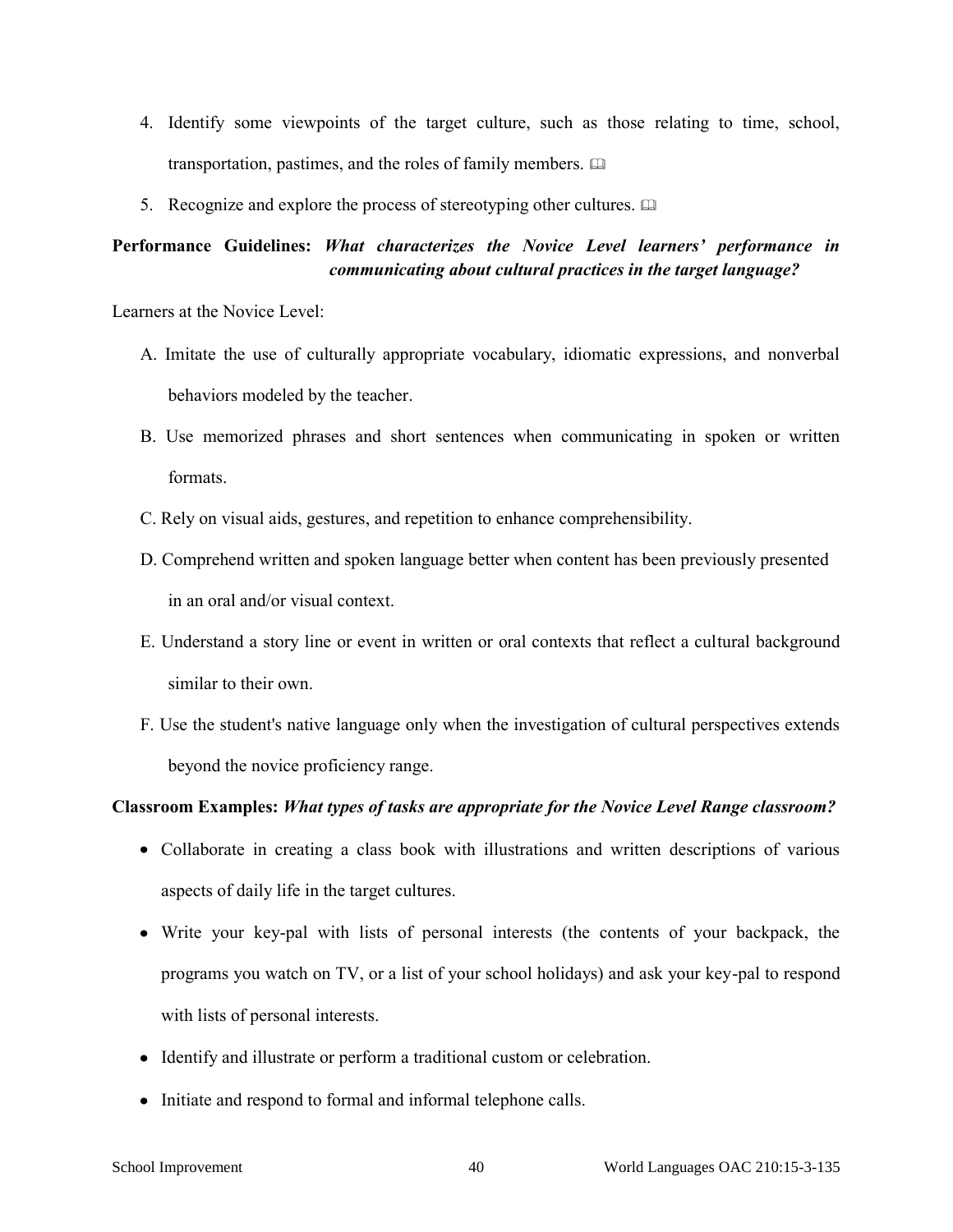4. Identify some viewpoints of the target culture, such as those relating to time, school, transportation, pastimes, and the roles of family members. 🕮

5. Recognize and explore the process of stereotyping other cultures. 🕮

**Performance Guidelines:** ***What characterizes the Novice Level learners' performance in communicating about cultural practices in the target language?***

Learners at the Novice Level:

A. Imitate the use of culturally appropriate vocabulary, idiomatic expressions, and nonverbal behaviors modeled by the teacher.

B. Use memorized phrases and short sentences when communicating in spoken or written formats.

C. Rely on visual aids, gestures, and repetition to enhance comprehensibility.

D. Comprehend written and spoken language better when content has been previously presented in an oral and/or visual context.

E. Understand a story line or event in written or oral contexts that reflect a cultural background similar to their own.

F. Use the student's native language only when the investigation of cultural perspectives extends beyond the novice proficiency range.

**Classroom Examples:** ***What types of tasks are appropriate for the Novice Level Range classroom?***

- Collaborate in creating a class book with illustrations and written descriptions of various aspects of daily life in the target cultures.
- Write your key-pal with lists of personal interests (the contents of your backpack, the programs you watch on TV, or a list of your school holidays) and ask your key-pal to respond with lists of personal interests.
- Identify and illustrate or perform a traditional custom or celebration.
- Initiate and respond to formal and informal telephone calls.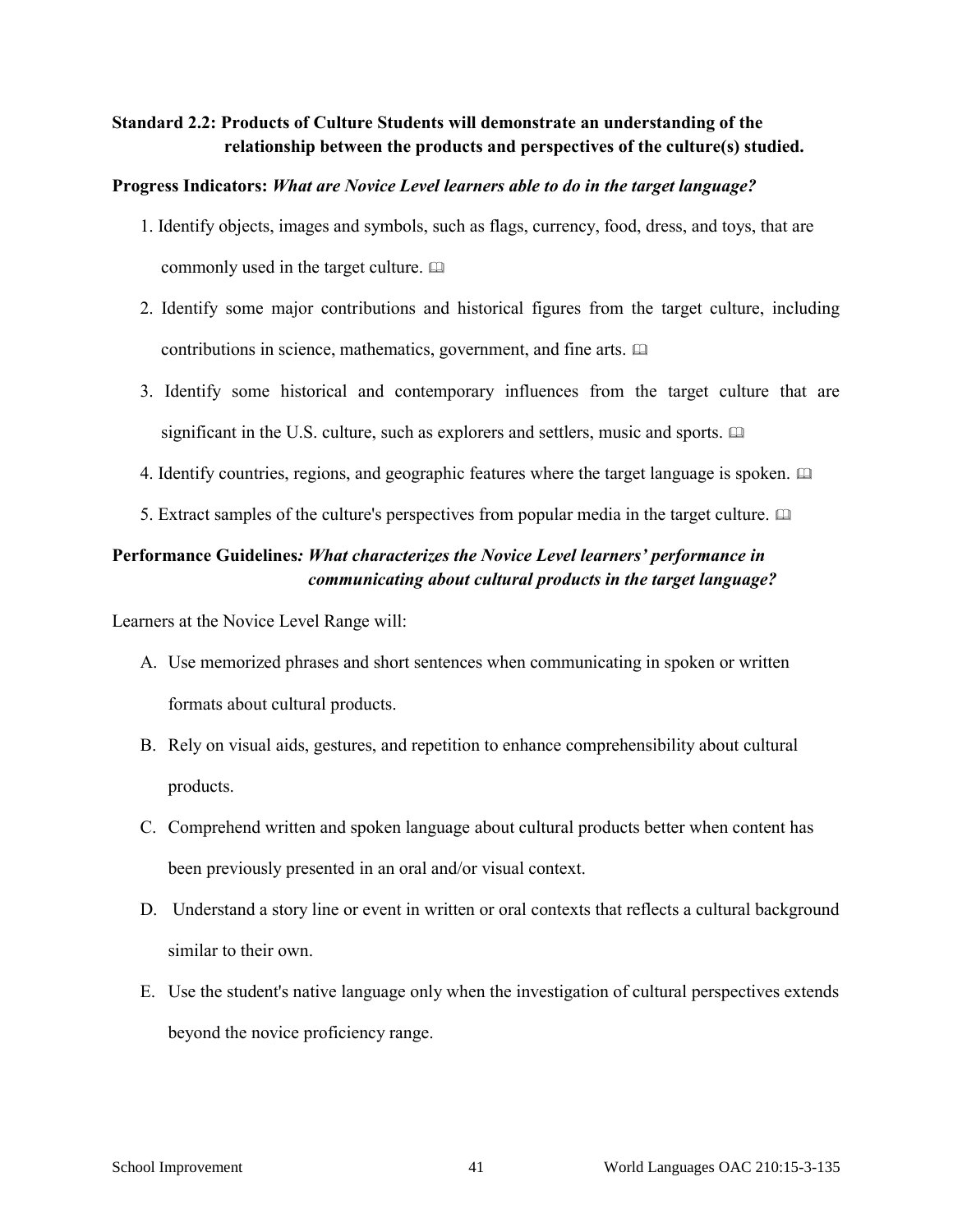**Standard 2.2: Products of Culture Students will demonstrate an understanding of the relationship between the products and perspectives of the culture(s) studied.**

**Progress Indicators:** ***What are Novice Level learners able to do in the target language?***

1. Identify objects, images and symbols, such as flags, currency, food, dress, and toys, that are commonly used in the target culture. 🕮
2. Identify some major contributions and historical figures from the target culture, including contributions in science, mathematics, government, and fine arts. 🕮
3. Identify some historical and contemporary influences from the target culture that are significant in the U.S. culture, such as explorers and settlers, music and sports. 🕮
4. Identify countries, regions, and geographic features where the target language is spoken. 🕮
5. Extract samples of the culture's perspectives from popular media in the target culture. 🕮

**Performance Guidelines*****: What characterizes the Novice Level learners' performance in communicating about cultural products in the target language?***

Learners at the Novice Level Range will:

A. Use memorized phrases and short sentences when communicating in spoken or written formats about cultural products.

B. Rely on visual aids, gestures, and repetition to enhance comprehensibility about cultural products.

C. Comprehend written and spoken language about cultural products better when content has been previously presented in an oral and/or visual context.

D. Understand a story line or event in written or oral contexts that reflects a cultural background similar to their own.

E. Use the student's native language only when the investigation of cultural perspectives extends beyond the novice proficiency range.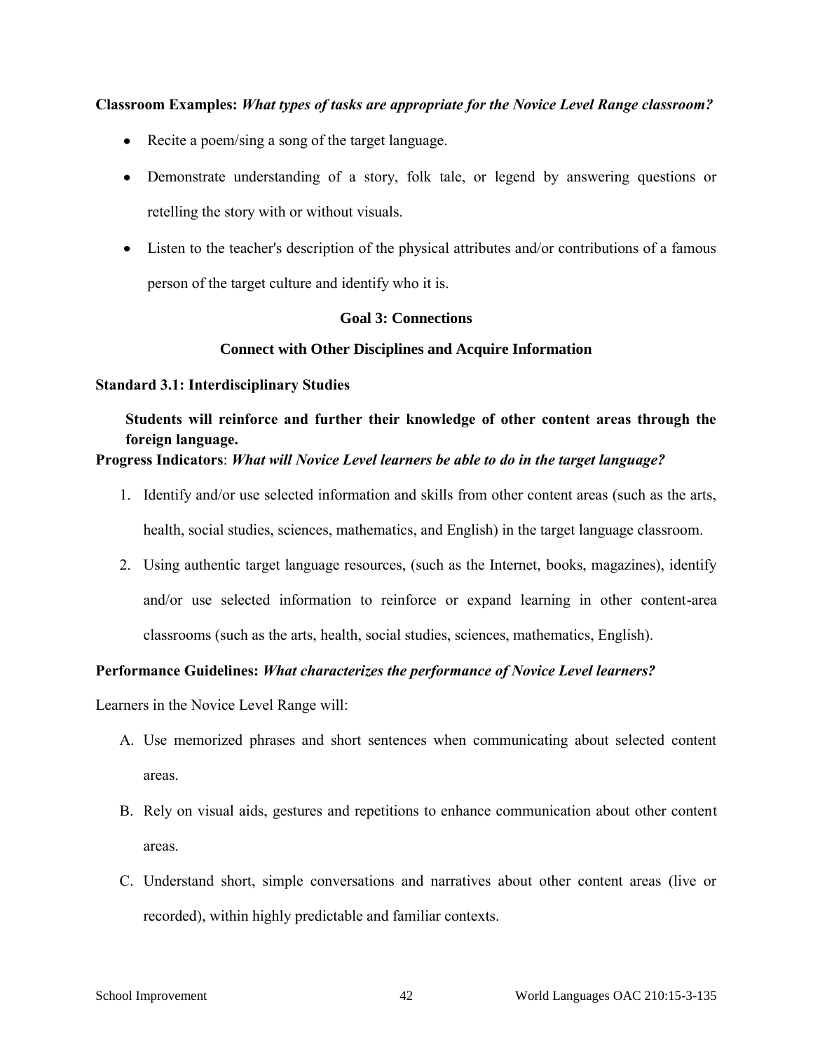**Classroom Examples:** ***What types of tasks are appropriate for the Novice Level Range classroom?***

- Recite a poem/sing a song of the target language.
- Demonstrate understanding of a story, folk tale, or legend by answering questions or retelling the story with or without visuals.
- Listen to the teacher's description of the physical attributes and/or contributions of a famous person of the target culture and identify who it is.

## Goal 3: Connections

### Connect with Other Disciplines and Acquire Information

**Standard 3.1: Interdisciplinary Studies**

> **Students will reinforce and further their knowledge of other content areas through the foreign language.**

**Progress Indicators**: ***What will Novice Level learners be able to do in the target language?***

1. Identify and/or use selected information and skills from other content areas (such as the arts, health, social studies, sciences, mathematics, and English) in the target language classroom.
2. Using authentic target language resources, (such as the Internet, books, magazines), identify and/or use selected information to reinforce or expand learning in other content-area classrooms (such as the arts, health, social studies, sciences, mathematics, English).

**Performance Guidelines:** ***What characterizes the performance of Novice Level learners?***

Learners in the Novice Level Range will:

A. Use memorized phrases and short sentences when communicating about selected content areas.

B. Rely on visual aids, gestures and repetitions to enhance communication about other content areas.

C. Understand short, simple conversations and narratives about other content areas (live or recorded), within highly predictable and familiar contexts.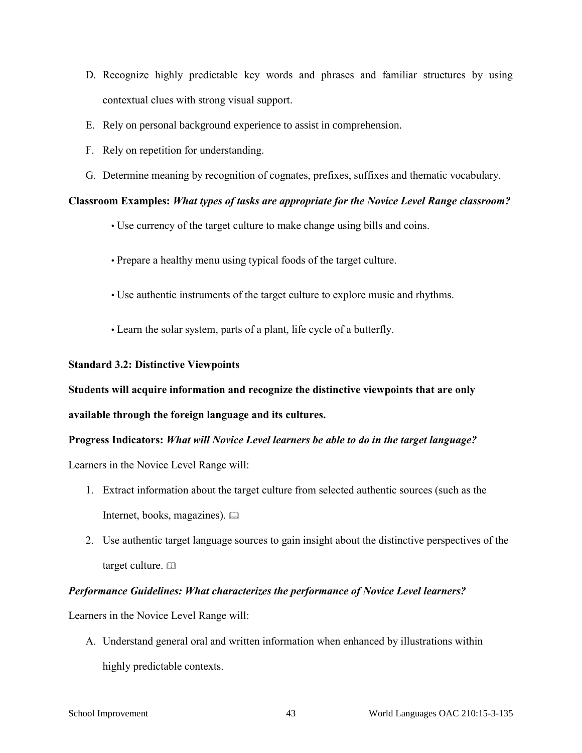D. Recognize highly predictable key words and phrases and familiar structures by using contextual clues with strong visual support.
E. Rely on personal background experience to assist in comprehension.
F. Rely on repetition for understanding.
G. Determine meaning by recognition of cognates, prefixes, suffixes and thematic vocabulary.

**Classroom Examples:** ***What types of tasks are appropriate for the Novice Level Range classroom?***

- Use currency of the target culture to make change using bills and coins.
- Prepare a healthy menu using typical foods of the target culture.
- Use authentic instruments of the target culture to explore music and rhythms.
- Learn the solar system, parts of a plant, life cycle of a butterfly.

**Standard 3.2: Distinctive Viewpoints**

**Students will acquire information and recognize the distinctive viewpoints that are only available through the foreign language and its cultures.**

**Progress Indicators:** ***What will Novice Level learners be able to do in the target language?***

Learners in the Novice Level Range will:

1. Extract information about the target culture from selected authentic sources (such as the Internet, books, magazines). 🕮
2. Use authentic target language sources to gain insight about the distinctive perspectives of the target culture. 🕮

***Performance Guidelines: What characterizes the performance of Novice Level learners?***

Learners in the Novice Level Range will:

A. Understand general oral and written information when enhanced by illustrations within highly predictable contexts.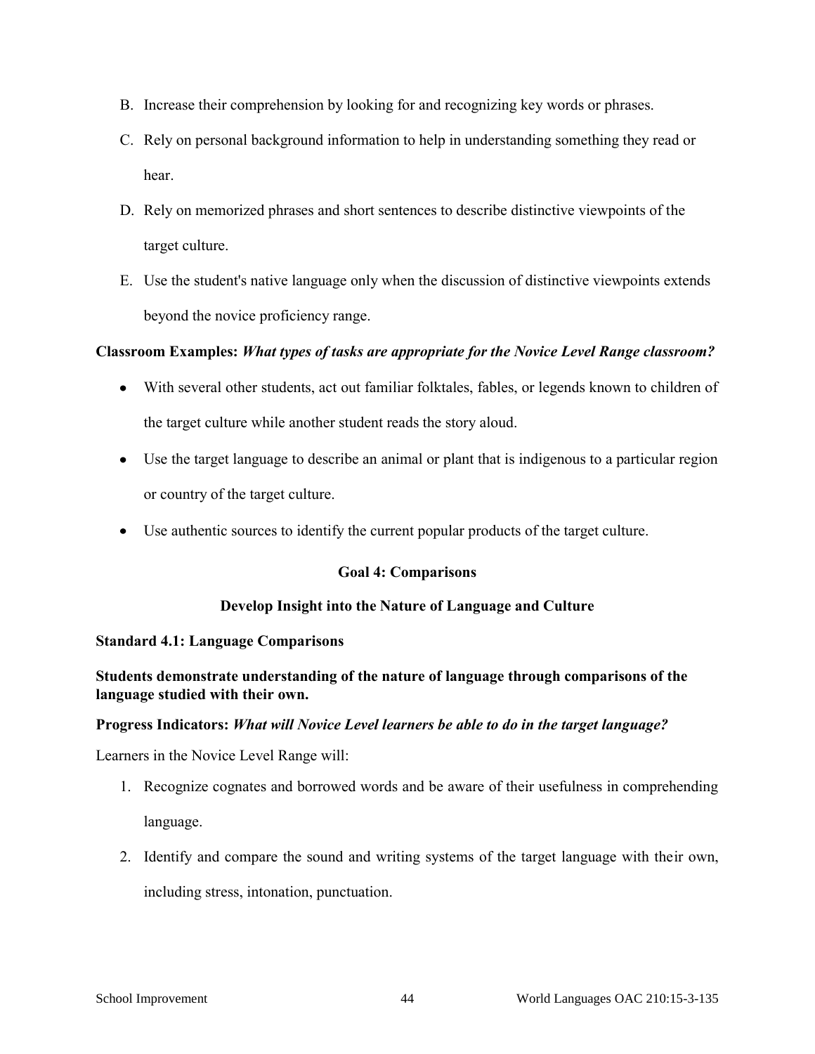B. Increase their comprehension by looking for and recognizing key words or phrases.

C. Rely on personal background information to help in understanding something they read or hear.

D. Rely on memorized phrases and short sentences to describe distinctive viewpoints of the target culture.

E. Use the student's native language only when the discussion of distinctive viewpoints extends beyond the novice proficiency range.

**Classroom Examples:** ***What types of tasks are appropriate for the Novice Level Range classroom?***

- With several other students, act out familiar folktales, fables, or legends known to children of the target culture while another student reads the story aloud.
- Use the target language to describe an animal or plant that is indigenous to a particular region or country of the target culture.
- Use authentic sources to identify the current popular products of the target culture.

## Goal 4: Comparisons

### Develop Insight into the Nature of Language and Culture

**Standard 4.1: Language Comparisons**

**Students demonstrate understanding of the nature of language through comparisons of the language studied with their own.**

**Progress Indicators:** ***What will Novice Level learners be able to do in the target language?***

Learners in the Novice Level Range will:

1. Recognize cognates and borrowed words and be aware of their usefulness in comprehending language.
2. Identify and compare the sound and writing systems of the target language with their own, including stress, intonation, punctuation.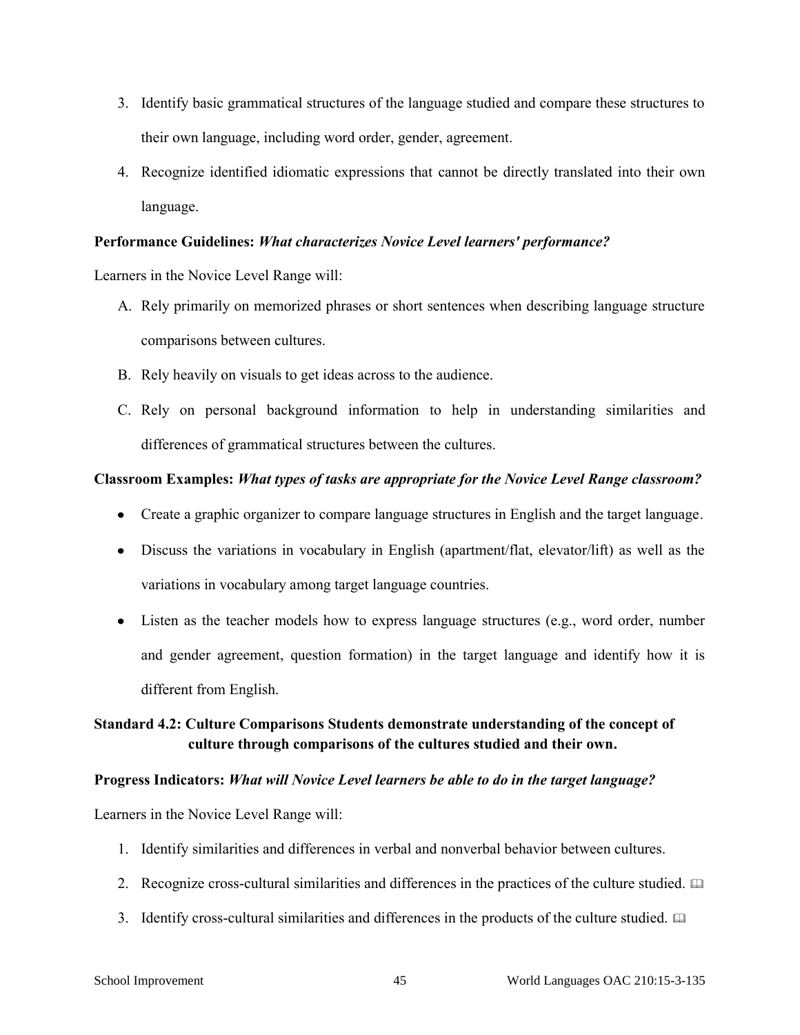3. Identify basic grammatical structures of the language studied and compare these structures to their own language, including word order, gender, agreement.
4. Recognize identified idiomatic expressions that cannot be directly translated into their own language.

**Performance Guidelines:** ***What characterizes Novice Level learners' performance?***

Learners in the Novice Level Range will:

A. Rely primarily on memorized phrases or short sentences when describing language structure comparisons between cultures.
B. Rely heavily on visuals to get ideas across to the audience.
C. Rely on personal background information to help in understanding similarities and differences of grammatical structures between the cultures.

**Classroom Examples:** ***What types of tasks are appropriate for the Novice Level Range classroom?***

- Create a graphic organizer to compare language structures in English and the target language.
- Discuss the variations in vocabulary in English (apartment/flat, elevator/lift) as well as the variations in vocabulary among target language countries.
- Listen as the teacher models how to express language structures (e.g., word order, number and gender agreement, question formation) in the target language and identify how it is different from English.

**Standard 4.2: Culture Comparisons Students demonstrate understanding of the concept of culture through comparisons of the cultures studied and their own.**

**Progress Indicators:** ***What will Novice Level learners be able to do in the target language?***

Learners in the Novice Level Range will:

1. Identify similarities and differences in verbal and nonverbal behavior between cultures.
2. Recognize cross-cultural similarities and differences in the practices of the culture studied. 🕮
3. Identify cross-cultural similarities and differences in the products of the culture studied. 🕮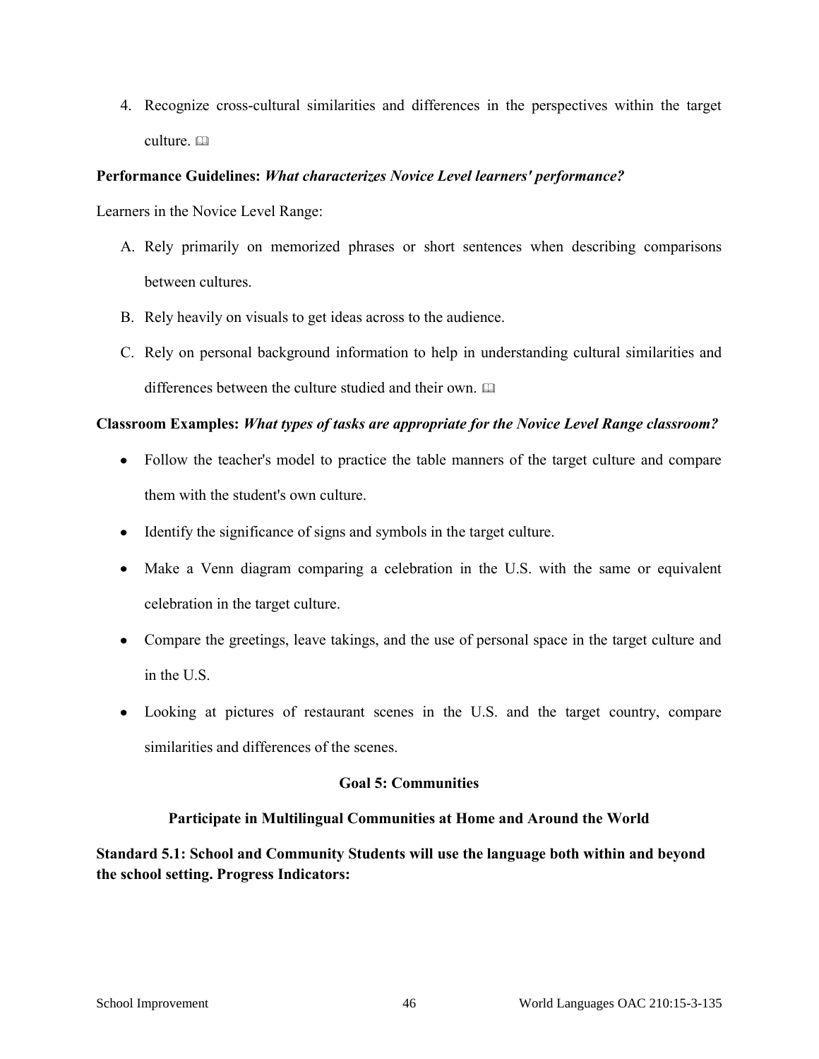4. Recognize cross-cultural similarities and differences in the perspectives within the target culture. 🕮

**Performance Guidelines:** ***What characterizes Novice Level learners' performance?***

Learners in the Novice Level Range:

A. Rely primarily on memorized phrases or short sentences when describing comparisons between cultures.
B. Rely heavily on visuals to get ideas across to the audience.
C. Rely on personal background information to help in understanding cultural similarities and differences between the culture studied and their own. 🕮

**Classroom Examples:** ***What types of tasks are appropriate for the Novice Level Range classroom?***

- Follow the teacher's model to practice the table manners of the target culture and compare them with the student's own culture.
- Identify the significance of signs and symbols in the target culture.
- Make a Venn diagram comparing a celebration in the U.S. with the same or equivalent celebration in the target culture.
- Compare the greetings, leave takings, and the use of personal space in the target culture and in the U.S.
- Looking at pictures of restaurant scenes in the U.S. and the target country, compare similarities and differences of the scenes.

## Goal 5: Communities

### Participate in Multilingual Communities at Home and Around the World

**Standard 5.1: School and Community Students will use the language both within and beyond the school setting. Progress Indicators:**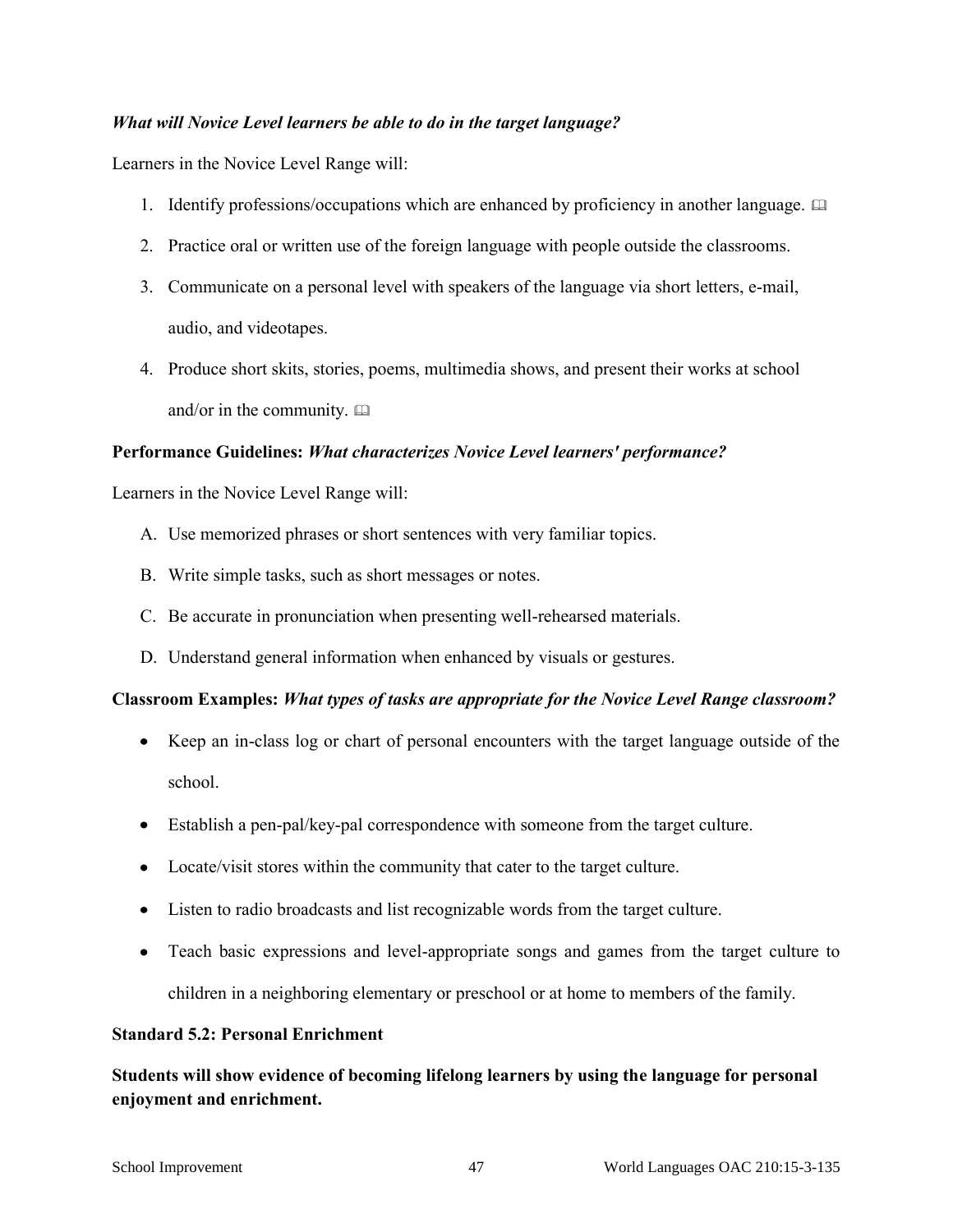***What will Novice Level learners be able to do in the target language?***

Learners in the Novice Level Range will:

1. Identify professions/occupations which are enhanced by proficiency in another language. 🕮
2. Practice oral or written use of the foreign language with people outside the classrooms.
3. Communicate on a personal level with speakers of the language via short letters, e-mail, audio, and videotapes.
4. Produce short skits, stories, poems, multimedia shows, and present their works at school and/or in the community. 🕮

**Performance Guidelines:** ***What characterizes Novice Level learners' performance?***

Learners in the Novice Level Range will:

A. Use memorized phrases or short sentences with very familiar topics.

B. Write simple tasks, such as short messages or notes.

C. Be accurate in pronunciation when presenting well-rehearsed materials.

D. Understand general information when enhanced by visuals or gestures.

**Classroom Examples:** ***What types of tasks are appropriate for the Novice Level Range classroom?***

- Keep an in-class log or chart of personal encounters with the target language outside of the school.
- Establish a pen-pal/key-pal correspondence with someone from the target culture.
- Locate/visit stores within the community that cater to the target culture.
- Listen to radio broadcasts and list recognizable words from the target culture.
- Teach basic expressions and level-appropriate songs and games from the target culture to children in a neighboring elementary or preschool or at home to members of the family.

**Standard 5.2: Personal Enrichment**

**Students will show evidence of becoming lifelong learners by using the language for personal enjoyment and enrichment.**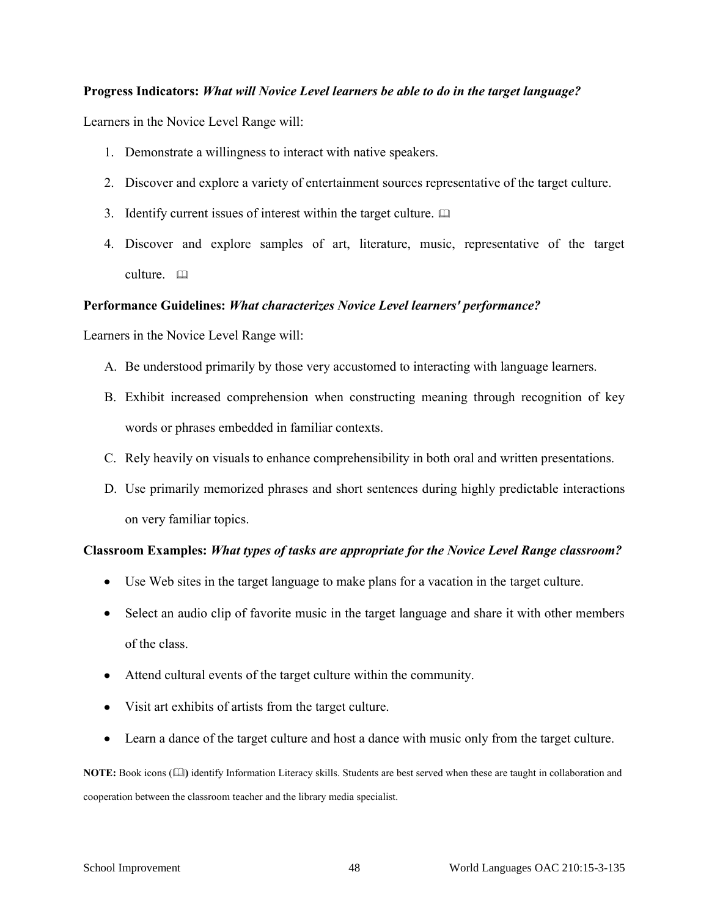**Progress Indicators:** ***What will Novice Level learners be able to do in the target language?***

Learners in the Novice Level Range will:

1. Demonstrate a willingness to interact with native speakers.
2. Discover and explore a variety of entertainment sources representative of the target culture.
3. Identify current issues of interest within the target culture. 🕮
4. Discover and explore samples of art, literature, music, representative of the target culture. 🕮

**Performance Guidelines:** ***What characterizes Novice Level learners' performance?***

Learners in the Novice Level Range will:

A. Be understood primarily by those very accustomed to interacting with language learners.

B. Exhibit increased comprehension when constructing meaning through recognition of key words or phrases embedded in familiar contexts.

C. Rely heavily on visuals to enhance comprehensibility in both oral and written presentations.

D. Use primarily memorized phrases and short sentences during highly predictable interactions on very familiar topics.

**Classroom Examples:** ***What types of tasks are appropriate for the Novice Level Range classroom?***

- Use Web sites in the target language to make plans for a vacation in the target culture.
- Select an audio clip of favorite music in the target language and share it with other members of the class.
- Attend cultural events of the target culture within the community.
- Visit art exhibits of artists from the target culture.
- Learn a dance of the target culture and host a dance with music only from the target culture.

**NOTE:** Book icons (🕮**)** identify Information Literacy skills. Students are best served when these are taught in collaboration and cooperation between the classroom teacher and the library media specialist.